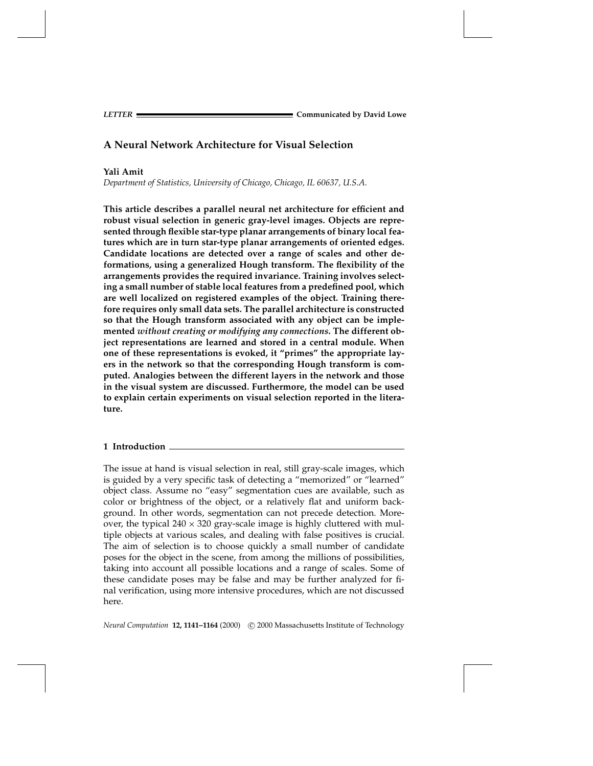LETTER — Communicated by David Lowe

# A Neural Network Architecture for Visual Selection

**Yali Amit**
*Department of Statistics, University of Chicago, Chicago, IL 60637, U.S.A.*

**This article describes a parallel neural net architecture for efficient and robust visual selection in generic gray-level images. Objects are represented through flexible star-type planar arrangements of binary local features which are in turn star-type planar arrangements of oriented edges. Candidate locations are detected over a range of scales and other deformations, using a generalized Hough transform. The flexibility of the arrangements provides the required invariance. Training involves selecting a small number of stable local features from a predefined pool, which are well localized on registered examples of the object. Training therefore requires only small data sets. The parallel architecture is constructed so that the Hough transform associated with any object can be implemented *without creating or modifying any connections*. The different object representations are learned and stored in a central module. When one of these representations is evoked, it "primes" the appropriate layers in the network so that the corresponding Hough transform is computed. Analogies between the different layers in the network and those in the visual system are discussed. Furthermore, the model can be used to explain certain experiments on visual selection reported in the literature.**

## 1 Introduction

The issue at hand is visual selection in real, still gray-scale images, which is guided by a very specific task of detecting a "memorized" or "learned" object class. Assume no "easy" segmentation cues are available, such as color or brightness of the object, or a relatively flat and uniform background. In other words, segmentation can not precede detection. Moreover, the typical $240 \times 320$ gray-scale image is highly cluttered with multiple objects at various scales, and dealing with false positives is crucial. The aim of selection is to choose quickly a small number of candidate poses for the object in the scene, from among the millions of possibilities, taking into account all possible locations and a range of scales. Some of these candidate poses may be false and may be further analyzed for final verification, using more intensive procedures, which are not discussed here.

Neural Computation **12, 1141–1164** (2000) © 2000 Massachusetts Institute of Technology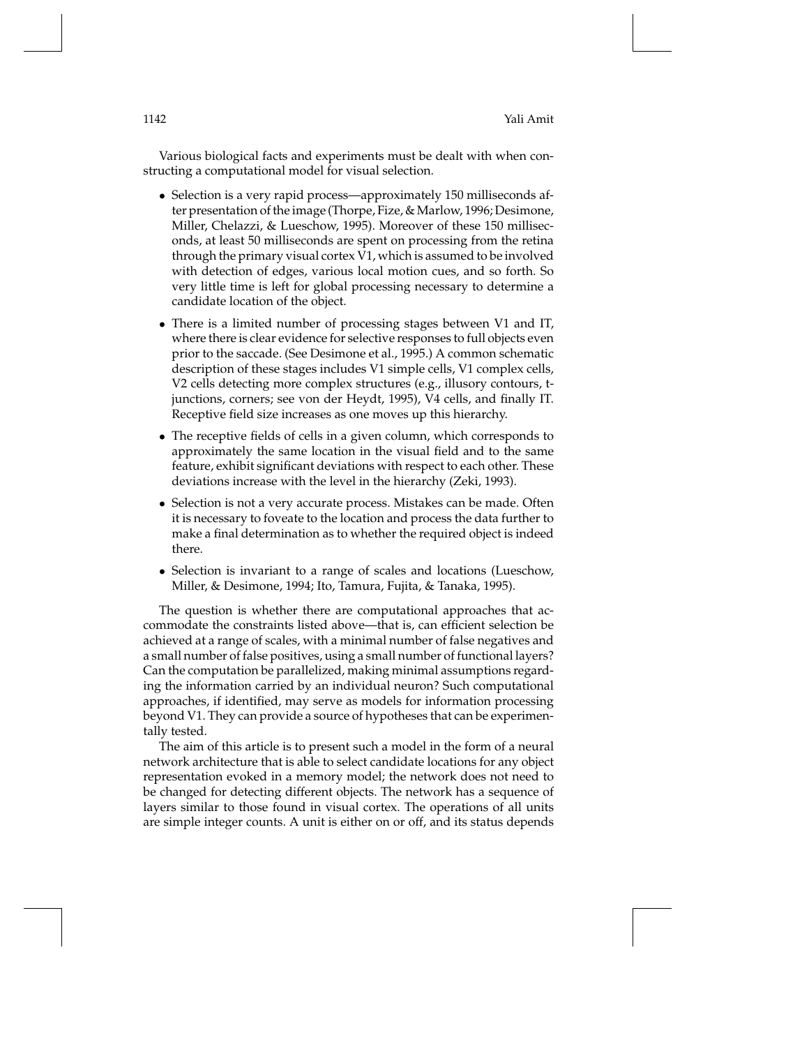Various biological facts and experiments must be dealt with when constructing a computational model for visual selection.

- Selection is a very rapid process—approximately 150 milliseconds after presentation of the image (Thorpe, Fize, & Marlow, 1996; Desimone, Miller, Chelazzi, & Lueschow, 1995). Moreover of these 150 milliseconds, at least 50 milliseconds are spent on processing from the retina through the primary visual cortex V1, which is assumed to be involved with detection of edges, various local motion cues, and so forth. So very little time is left for global processing necessary to determine a candidate location of the object.
- There is a limited number of processing stages between V1 and IT, where there is clear evidence for selective responses to full objects even prior to the saccade. (See Desimone et al., 1995.) A common schematic description of these stages includes V1 simple cells, V1 complex cells, V2 cells detecting more complex structures (e.g., illusory contours, t-junctions, corners; see von der Heydt, 1995), V4 cells, and finally IT. Receptive field size increases as one moves up this hierarchy.
- The receptive fields of cells in a given column, which corresponds to approximately the same location in the visual field and to the same feature, exhibit significant deviations with respect to each other. These deviations increase with the level in the hierarchy (Zeki, 1993).
- Selection is not a very accurate process. Mistakes can be made. Often it is necessary to foveate to the location and process the data further to make a final determination as to whether the required object is indeed there.
- Selection is invariant to a range of scales and locations (Lueschow, Miller, & Desimone, 1994; Ito, Tamura, Fujita, & Tanaka, 1995).

The question is whether there are computational approaches that accommodate the constraints listed above—that is, can efficient selection be achieved at a range of scales, with a minimal number of false negatives and a small number of false positives, using a small number of functional layers? Can the computation be parallelized, making minimal assumptions regarding the information carried by an individual neuron? Such computational approaches, if identified, may serve as models for information processing beyond V1. They can provide a source of hypotheses that can be experimentally tested.

The aim of this article is to present such a model in the form of a neural network architecture that is able to select candidate locations for any object representation evoked in a memory model; the network does not need to be changed for detecting different objects. The network has a sequence of layers similar to those found in visual cortex. The operations of all units are simple integer counts. A unit is either on or off, and its status depends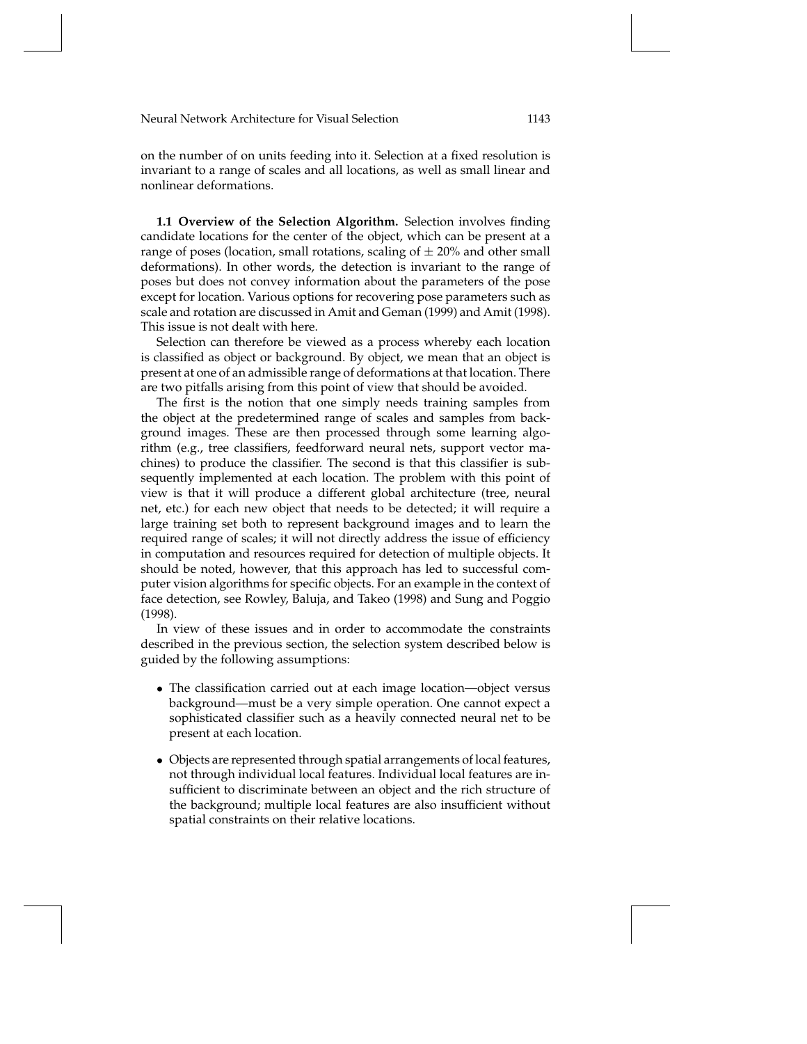on the number of on units feeding into it. Selection at a fixed resolution is invariant to a range of scales and all locations, as well as small linear and nonlinear deformations.

**1.1 Overview of the Selection Algorithm.** Selection involves finding candidate locations for the center of the object, which can be present at a range of poses (location, small rotations, scaling of $\pm$ 20% and other small deformations). In other words, the detection is invariant to the range of poses but does not convey information about the parameters of the pose except for location. Various options for recovering pose parameters such as scale and rotation are discussed in Amit and Geman (1999) and Amit (1998). This issue is not dealt with here.

Selection can therefore be viewed as a process whereby each location is classified as object or background. By object, we mean that an object is present at one of an admissible range of deformations at that location. There are two pitfalls arising from this point of view that should be avoided.

The first is the notion that one simply needs training samples from the object at the predetermined range of scales and samples from background images. These are then processed through some learning algorithm (e.g., tree classifiers, feedforward neural nets, support vector machines) to produce the classifier. The second is that this classifier is subsequently implemented at each location. The problem with this point of view is that it will produce a different global architecture (tree, neural net, etc.) for each new object that needs to be detected; it will require a large training set both to represent background images and to learn the required range of scales; it will not directly address the issue of efficiency in computation and resources required for detection of multiple objects. It should be noted, however, that this approach has led to successful computer vision algorithms for specific objects. For an example in the context of face detection, see Rowley, Baluja, and Takeo (1998) and Sung and Poggio (1998).

In view of these issues and in order to accommodate the constraints described in the previous section, the selection system described below is guided by the following assumptions:

- The classification carried out at each image location—object versus background—must be a very simple operation. One cannot expect a sophisticated classifier such as a heavily connected neural net to be present at each location.
- Objects are represented through spatial arrangements of local features, not through individual local features. Individual local features are insufficient to discriminate between an object and the rich structure of the background; multiple local features are also insufficient without spatial constraints on their relative locations.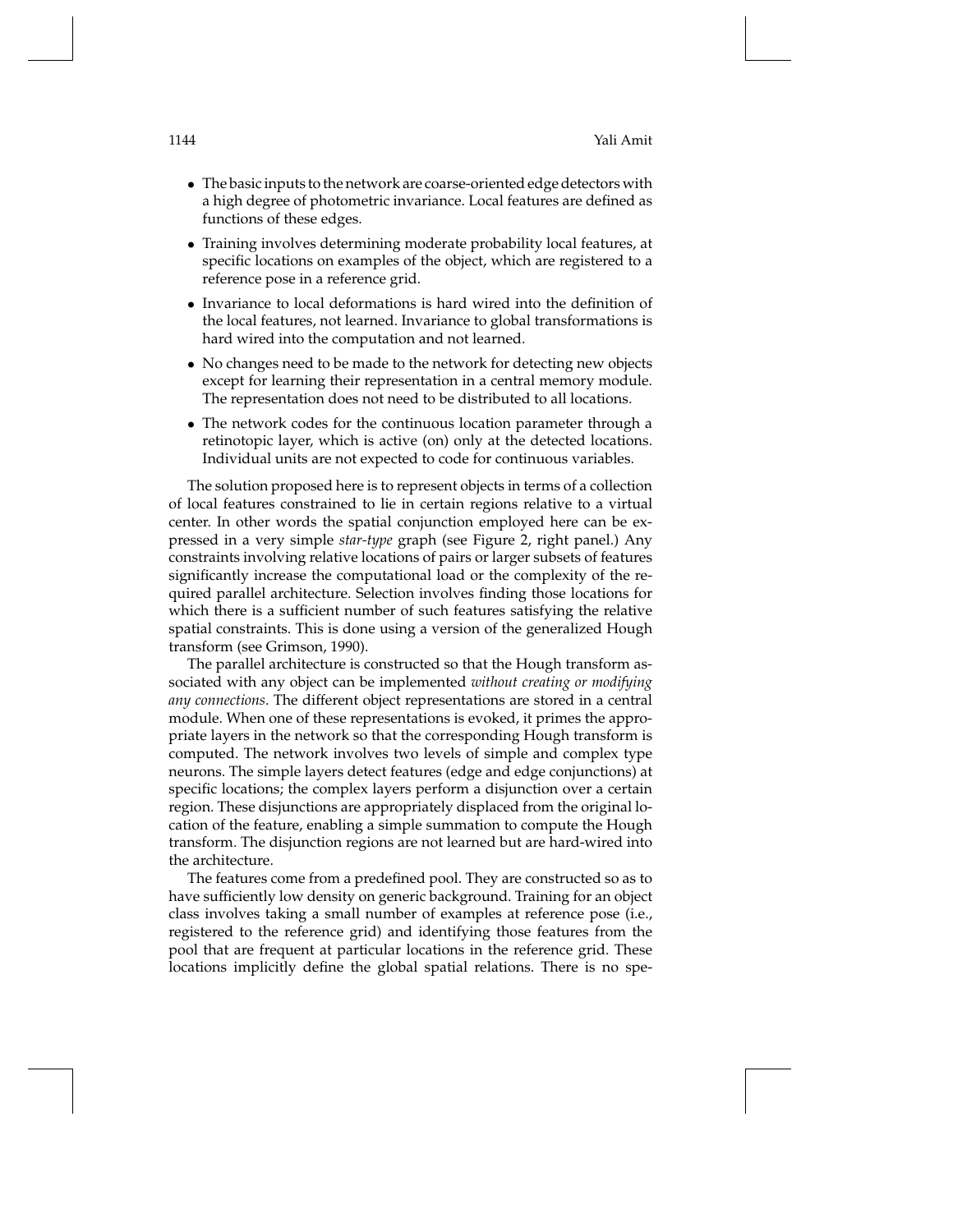- The basic inputs to the network are coarse-oriented edge detectors with a high degree of photometric invariance. Local features are defined as functions of these edges.
- Training involves determining moderate probability local features, at specific locations on examples of the object, which are registered to a reference pose in a reference grid.
- Invariance to local deformations is hard wired into the definition of the local features, not learned. Invariance to global transformations is hard wired into the computation and not learned.
- No changes need to be made to the network for detecting new objects except for learning their representation in a central memory module. The representation does not need to be distributed to all locations.
- The network codes for the continuous location parameter through a retinotopic layer, which is active (on) only at the detected locations. Individual units are not expected to code for continuous variables.

The solution proposed here is to represent objects in terms of a collection of local features constrained to lie in certain regions relative to a virtual center. In other words the spatial conjunction employed here can be expressed in a very simple *star-type* graph (see Figure 2, right panel.) Any constraints involving relative locations of pairs or larger subsets of features significantly increase the computational load or the complexity of the required parallel architecture. Selection involves finding those locations for which there is a sufficient number of such features satisfying the relative spatial constraints. This is done using a version of the generalized Hough transform (see Grimson, 1990).

The parallel architecture is constructed so that the Hough transform associated with any object can be implemented *without creating or modifying any connections*. The different object representations are stored in a central module. When one of these representations is evoked, it primes the appropriate layers in the network so that the corresponding Hough transform is computed. The network involves two levels of simple and complex type neurons. The simple layers detect features (edge and edge conjunctions) at specific locations; the complex layers perform a disjunction over a certain region. These disjunctions are appropriately displaced from the original location of the feature, enabling a simple summation to compute the Hough transform. The disjunction regions are not learned but are hard-wired into the architecture.

The features come from a predefined pool. They are constructed so as to have sufficiently low density on generic background. Training for an object class involves taking a small number of examples at reference pose (i.e., registered to the reference grid) and identifying those features from the pool that are frequent at particular locations in the reference grid. These locations implicitly define the global spatial relations. There is no spe-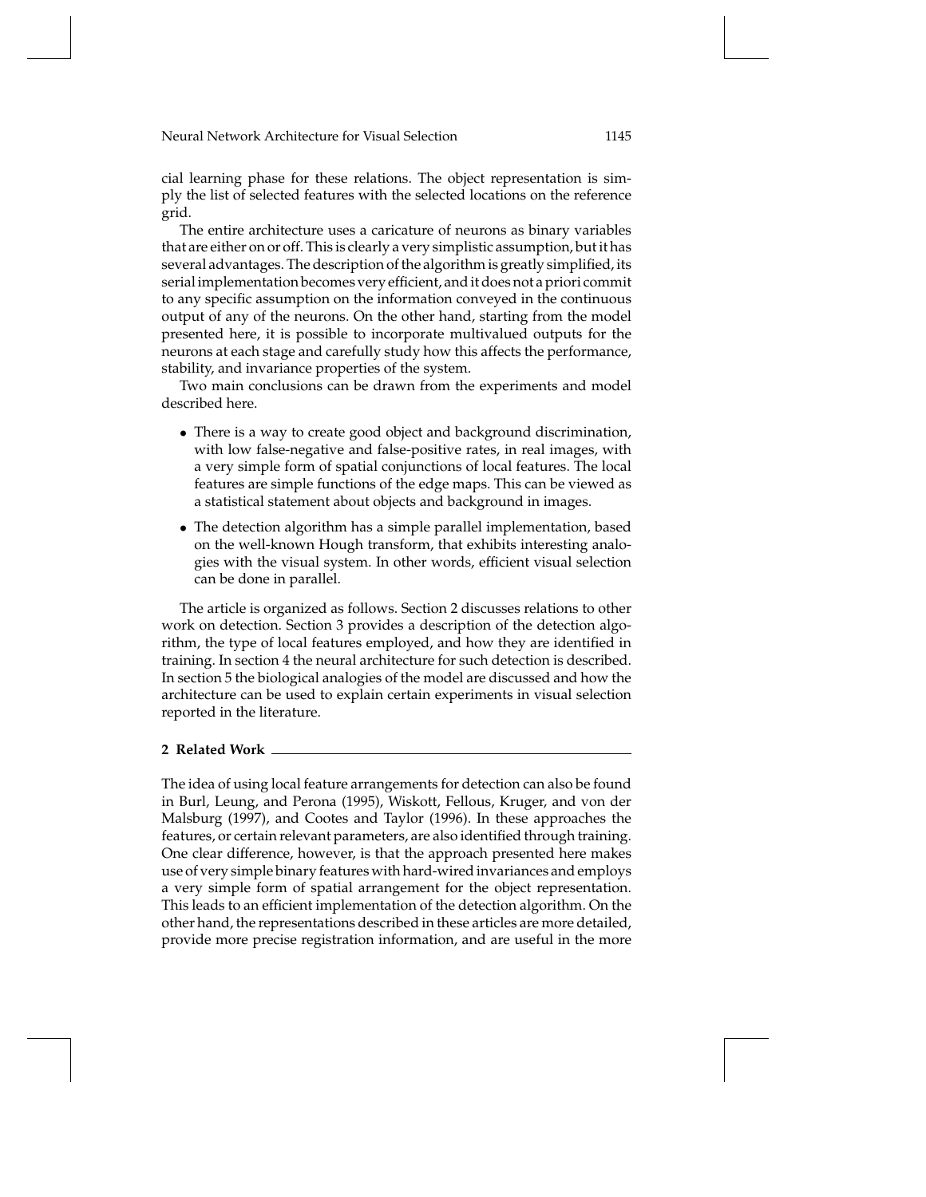cial learning phase for these relations. The object representation is simply the list of selected features with the selected locations on the reference grid.

The entire architecture uses a caricature of neurons as binary variables that are either on or off. This is clearly a very simplistic assumption, but it has several advantages. The description of the algorithm is greatly simplified, its serial implementation becomes very efficient, and it does not a priori commit to any specific assumption on the information conveyed in the continuous output of any of the neurons. On the other hand, starting from the model presented here, it is possible to incorporate multivalued outputs for the neurons at each stage and carefully study how this affects the performance, stability, and invariance properties of the system.

Two main conclusions can be drawn from the experiments and model described here.

- There is a way to create good object and background discrimination, with low false-negative and false-positive rates, in real images, with a very simple form of spatial conjunctions of local features. The local features are simple functions of the edge maps. This can be viewed as a statistical statement about objects and background in images.
- The detection algorithm has a simple parallel implementation, based on the well-known Hough transform, that exhibits interesting analogies with the visual system. In other words, efficient visual selection can be done in parallel.

The article is organized as follows. Section 2 discusses relations to other work on detection. Section 3 provides a description of the detection algorithm, the type of local features employed, and how they are identified in training. In section 4 the neural architecture for such detection is described. In section 5 the biological analogies of the model are discussed and how the architecture can be used to explain certain experiments in visual selection reported in the literature.

## 2 Related Work

The idea of using local feature arrangements for detection can also be found in Burl, Leung, and Perona (1995), Wiskott, Fellous, Kruger, and von der Malsburg (1997), and Cootes and Taylor (1996). In these approaches the features, or certain relevant parameters, are also identified through training. One clear difference, however, is that the approach presented here makes use of very simple binary features with hard-wired invariances and employs a very simple form of spatial arrangement for the object representation. This leads to an efficient implementation of the detection algorithm. On the other hand, the representations described in these articles are more detailed, provide more precise registration information, and are useful in the more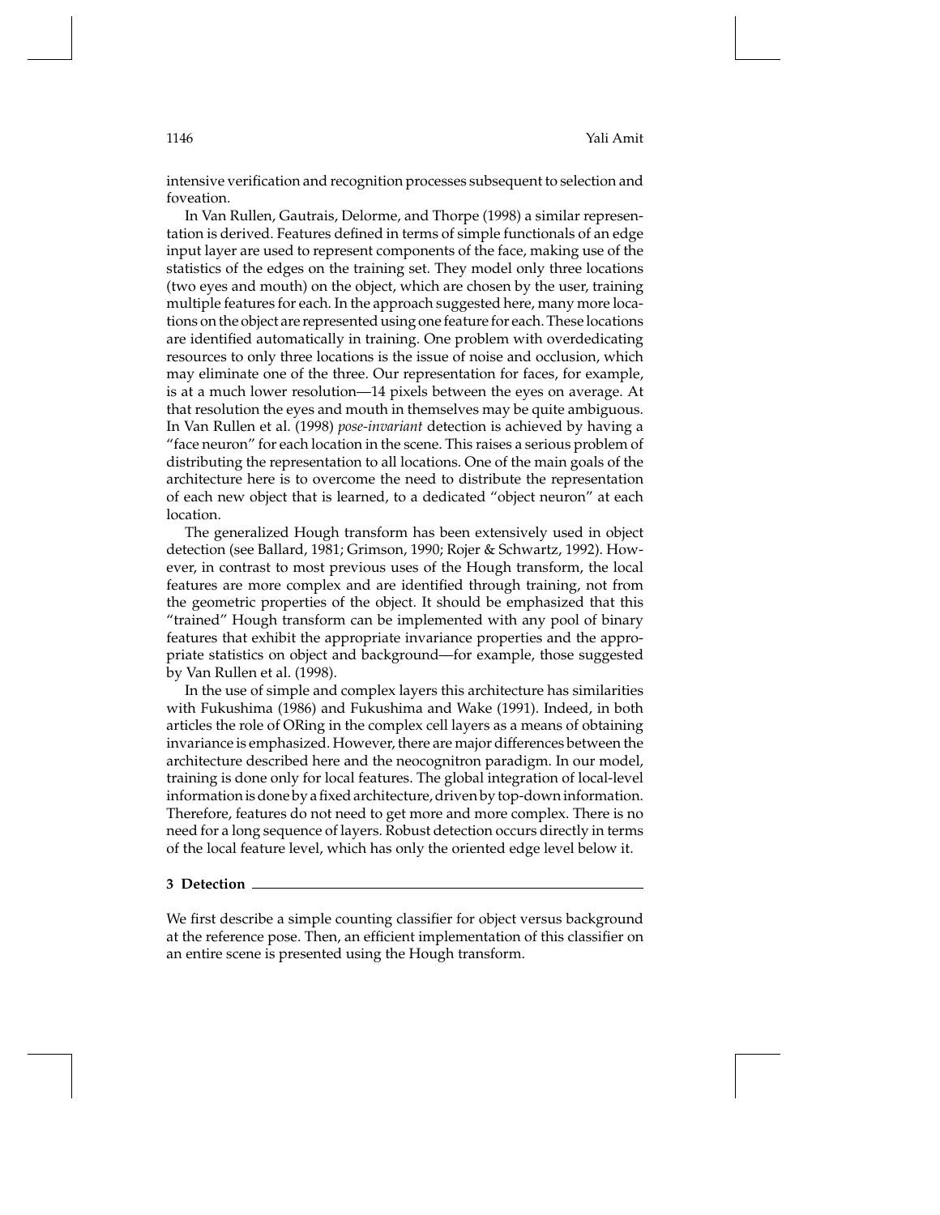intensive verification and recognition processes subsequent to selection and foveation.

In Van Rullen, Gautrais, Delorme, and Thorpe (1998) a similar representation is derived. Features defined in terms of simple functionals of an edge input layer are used to represent components of the face, making use of the statistics of the edges on the training set. They model only three locations (two eyes and mouth) on the object, which are chosen by the user, training multiple features for each. In the approach suggested here, many more locations on the object are represented using one feature for each. These locations are identified automatically in training. One problem with overdedicating resources to only three locations is the issue of noise and occlusion, which may eliminate one of the three. Our representation for faces, for example, is at a much lower resolution—14 pixels between the eyes on average. At that resolution the eyes and mouth in themselves may be quite ambiguous. In Van Rullen et al. (1998) *pose-invariant* detection is achieved by having a "face neuron" for each location in the scene. This raises a serious problem of distributing the representation to all locations. One of the main goals of the architecture here is to overcome the need to distribute the representation of each new object that is learned, to a dedicated "object neuron" at each location.

The generalized Hough transform has been extensively used in object detection (see Ballard, 1981; Grimson, 1990; Rojer & Schwartz, 1992). However, in contrast to most previous uses of the Hough transform, the local features are more complex and are identified through training, not from the geometric properties of the object. It should be emphasized that this "trained" Hough transform can be implemented with any pool of binary features that exhibit the appropriate invariance properties and the appropriate statistics on object and background—for example, those suggested by Van Rullen et al. (1998).

In the use of simple and complex layers this architecture has similarities with Fukushima (1986) and Fukushima and Wake (1991). Indeed, in both articles the role of ORing in the complex cell layers as a means of obtaining invariance is emphasized. However, there are major differences between the architecture described here and the neocognitron paradigm. In our model, training is done only for local features. The global integration of local-level information is done by a fixed architecture, driven by top-down information. Therefore, features do not need to get more and more complex. There is no need for a long sequence of layers. Robust detection occurs directly in terms of the local feature level, which has only the oriented edge level below it.

## 3 Detection

We first describe a simple counting classifier for object versus background at the reference pose. Then, an efficient implementation of this classifier on an entire scene is presented using the Hough transform.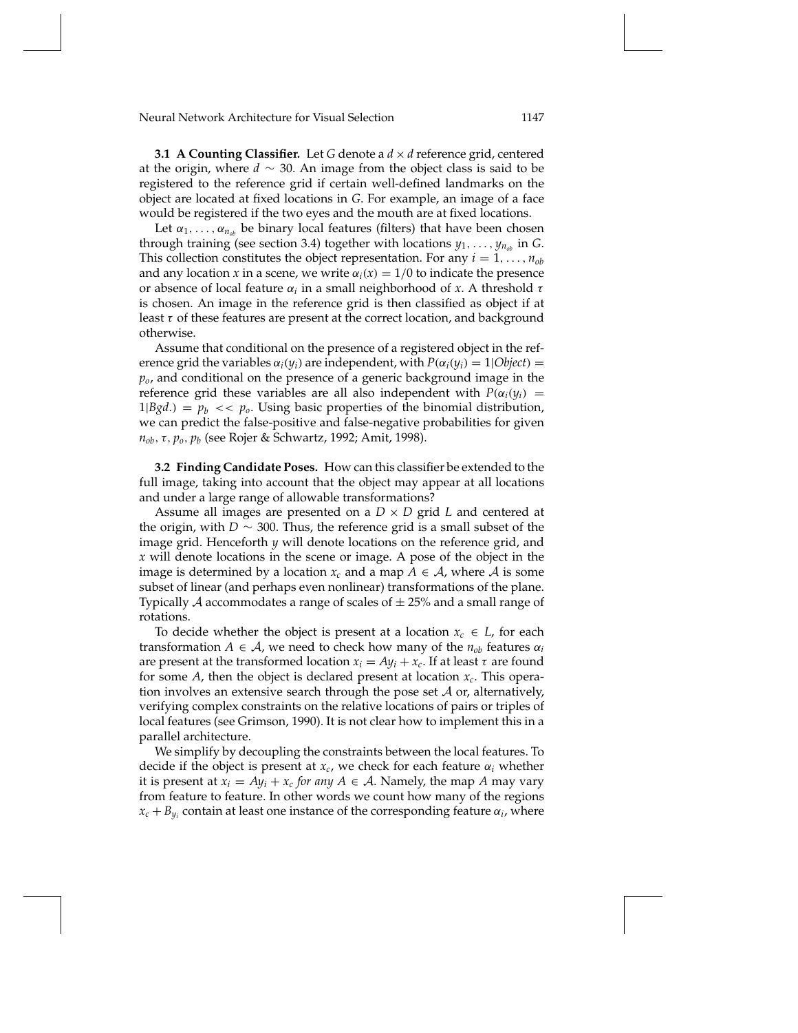**3.1 A Counting Classifier.** Let $G$ denote a $d \times d$ reference grid, centered at the origin, where $d \sim 30$. An image from the object class is said to be registered to the reference grid if certain well-defined landmarks on the object are located at fixed locations in $G$. For example, an image of a face would be registered if the two eyes and the mouth are at fixed locations.

Let $\alpha_1, \ldots, \alpha_{n_{ob}}$ be binary local features (filters) that have been chosen through training (see section 3.4) together with locations $y_1, \ldots, y_{n_{ob}}$ in $G$. This collection constitutes the object representation. For any $i = 1, \ldots, n_{ob}$ and any location $x$ in a scene, we write $\alpha_i(x) = 1/0$ to indicate the presence or absence of local feature $\alpha_i$ in a small neighborhood of $x$. A threshold $\tau$ is chosen. An image in the reference grid is then classified as object if at least $\tau$ of these features are present at the correct location, and background otherwise.

Assume that conditional on the presence of a registered object in the reference grid the variables $\alpha_i(y_i)$ are independent, with $P(\alpha_i(y_i) = 1|Object) = p_o$, and conditional on the presence of a generic background image in the reference grid these variables are all also independent with $P(\alpha_i(y_i) = 1|Bgd.) = p_b << p_o$. Using basic properties of the binomial distribution, we can predict the false-positive and false-negative probabilities for given $n_{ob}, \tau, p_o, p_b$ (see Rojer & Schwartz, 1992; Amit, 1998).

**3.2 Finding Candidate Poses.** How can this classifier be extended to the full image, taking into account that the object may appear at all locations and under a large range of allowable transformations?

Assume all images are presented on a $D \times D$ grid $L$ and centered at the origin, with $D \sim 300$. Thus, the reference grid is a small subset of the image grid. Henceforth $y$ will denote locations on the reference grid, and $x$ will denote locations in the scene or image. A pose of the object in the image is determined by a location $x_c$ and a map $A \in \mathcal{A}$, where $\mathcal{A}$ is some subset of linear (and perhaps even nonlinear) transformations of the plane. Typically $\mathcal{A}$ accommodates a range of scales of $\pm$ 25% and a small range of rotations.

To decide whether the object is present at a location $x_c \in L$, for each transformation $A \in \mathcal{A}$, we need to check how many of the $n_{ob}$ features $\alpha_i$ are present at the transformed location $x_i = Ay_i + x_c$. If at least $\tau$ are found for some $A$, then the object is declared present at location $x_c$. This operation involves an extensive search through the pose set $\mathcal{A}$ or, alternatively, verifying complex constraints on the relative locations of pairs or triples of local features (see Grimson, 1990). It is not clear how to implement this in a parallel architecture.

We simplify by decoupling the constraints between the local features. To decide if the object is present at $x_c$, we check for each feature $\alpha_i$ whether it is present at $x_i = Ay_i + x_c$ *for any* $A \in \mathcal{A}$. Namely, the map $A$ may vary from feature to feature. In other words we count how many of the regions $x_c + B_{y_i}$ contain at least one instance of the corresponding feature $\alpha_i$, where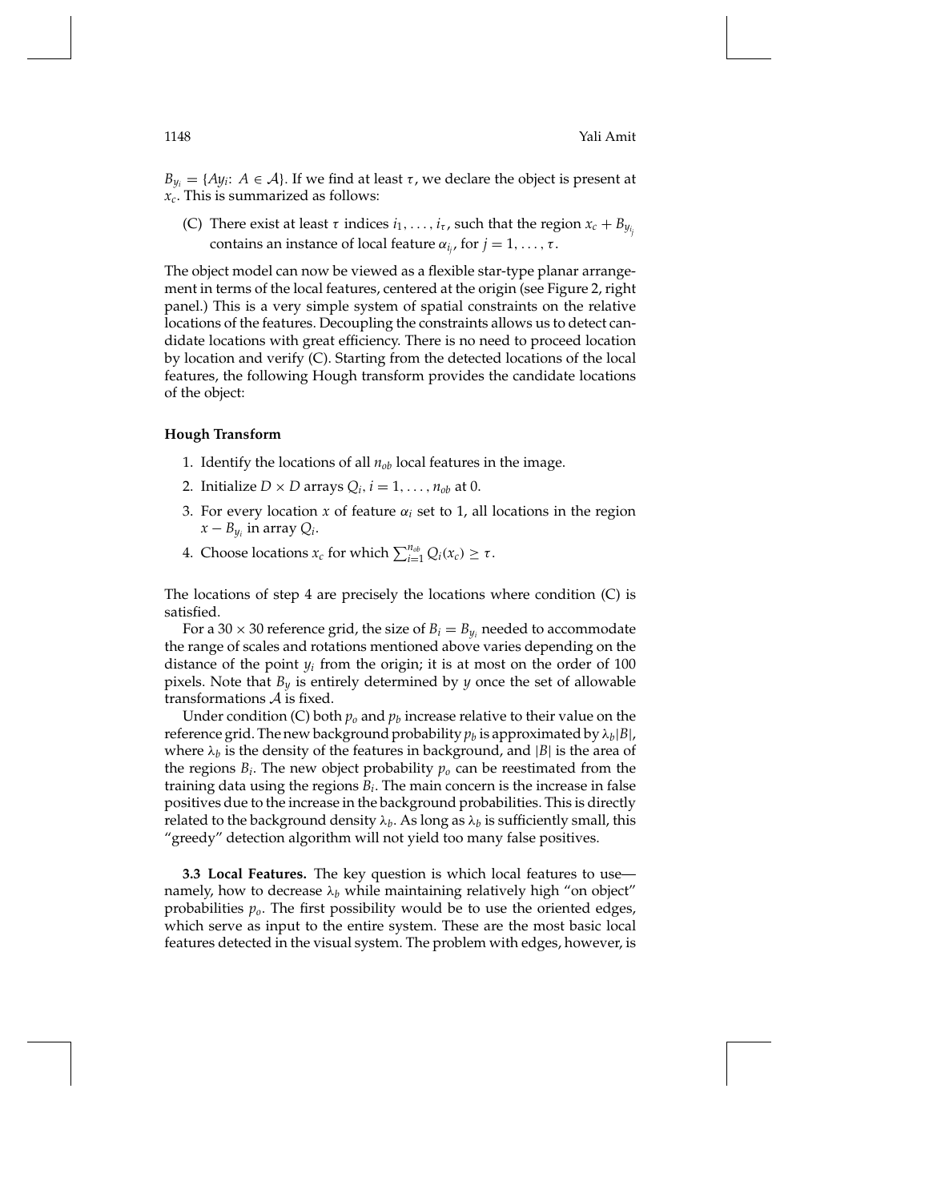$B_{y_i} = \{Ay_i : A \in \mathcal{A}\}$. If we find at least $\tau$, we declare the object is present at $x_c$. This is summarized as follows:

(C) There exist at least $\tau$ indices $i_1, \ldots, i_\tau$, such that the region $x_c + B_{y_{i_j}}$ contains an instance of local feature $\alpha_{i_j}$, for $j = 1, \ldots, \tau$.

The object model can now be viewed as a flexible star-type planar arrangement in terms of the local features, centered at the origin (see Figure 2, right panel.) This is a very simple system of spatial constraints on the relative locations of the features. Decoupling the constraints allows us to detect candidate locations with great efficiency. There is no need to proceed location by location and verify (C). Starting from the detected locations of the local features, the following Hough transform provides the candidate locations of the object:

**Hough Transform**

1. Identify the locations of all $n_{ob}$ local features in the image.
2. Initialize $D \times D$ arrays $Q_i$, $i = 1, \ldots, n_{ob}$ at 0.
3. For every location $x$ of feature $\alpha_i$ set to 1, all locations in the region $x - B_{y_i}$ in array $Q_i$.
4. Choose locations $x_c$ for which $\sum_{i=1}^{n_{ob}} Q_i(x_c) \geq \tau$.

The locations of step 4 are precisely the locations where condition (C) is satisfied.

For a $30 \times 30$ reference grid, the size of $B_i = B_{y_i}$ needed to accommodate the range of scales and rotations mentioned above varies depending on the distance of the point $y_i$ from the origin; it is at most on the order of 100 pixels. Note that $B_y$ is entirely determined by $y$ once the set of allowable transformations $\mathcal{A}$ is fixed.

Under condition (C) both $p_o$ and $p_b$ increase relative to their value on the reference grid. The new background probability $p_b$ is approximated by $\lambda_b|B|$, where $\lambda_b$ is the density of the features in background, and $|B|$ is the area of the regions $B_i$. The new object probability $p_o$ can be reestimated from the training data using the regions $B_i$. The main concern is the increase in false positives due to the increase in the background probabilities. This is directly related to the background density $\lambda_b$. As long as $\lambda_b$ is sufficiently small, this "greedy" detection algorithm will not yield too many false positives.

**3.3 Local Features.** The key question is which local features to use—namely, how to decrease $\lambda_b$ while maintaining relatively high "on object" probabilities $p_o$. The first possibility would be to use the oriented edges, which serve as input to the entire system. These are the most basic local features detected in the visual system. The problem with edges, however, is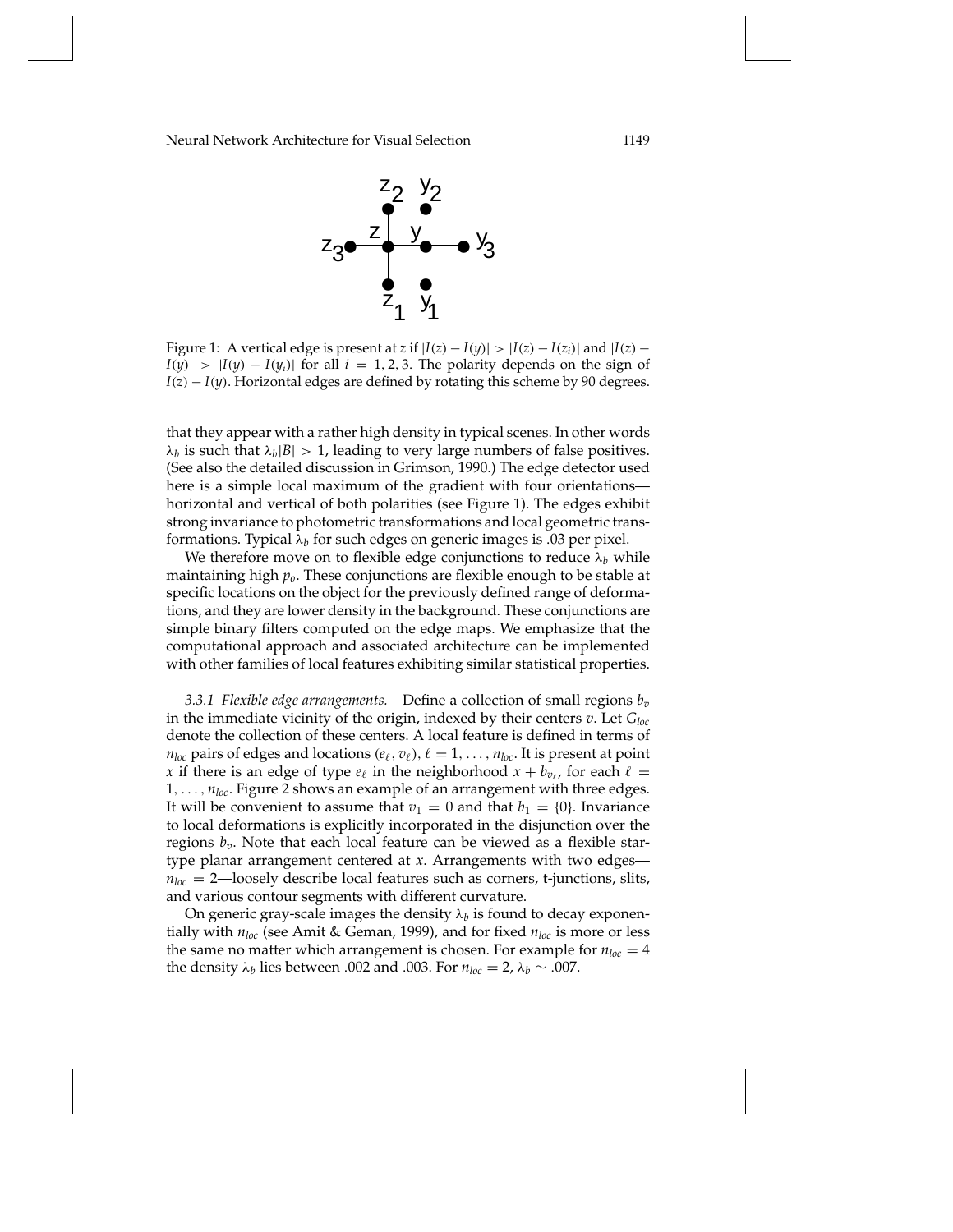Figure 1: A vertical edge is present at $z$ if $|I(z) - I(y)| > |I(z) - I(z_i)|$ and $|I(z) - I(y)| > |I(y) - I(y_i)|$ for all $i = 1, 2, 3$. The polarity depends on the sign of $I(z) - I(y)$. Horizontal edges are defined by rotating this scheme by 90 degrees.

that they appear with a rather high density in typical scenes. In other words $\lambda_b$ is such that $\lambda_b|B| > 1$, leading to very large numbers of false positives. (See also the detailed discussion in Grimson, 1990.) The edge detector used here is a simple local maximum of the gradient with four orientations—horizontal and vertical of both polarities (see Figure 1). The edges exhibit strong invariance to photometric transformations and local geometric transformations. Typical $\lambda_b$ for such edges on generic images is .03 per pixel.

We therefore move on to flexible edge conjunctions to reduce $\lambda_b$ while maintaining high $p_o$. These conjunctions are flexible enough to be stable at specific locations on the object for the previously defined range of deformations, and they are lower density in the background. These conjunctions are simple binary filters computed on the edge maps. We emphasize that the computational approach and associated architecture can be implemented with other families of local features exhibiting similar statistical properties.

*3.3.1 Flexible edge arrangements.* Define a collection of small regions $b_v$ in the immediate vicinity of the origin, indexed by their centers $v$. Let $G_{loc}$ denote the collection of these centers. A local feature is defined in terms of $n_{loc}$ pairs of edges and locations $(e_\ell, v_\ell)$, $\ell = 1, \ldots, n_{loc}$. It is present at point $x$ if there is an edge of type $e_\ell$ in the neighborhood $x + b_{v_\ell}$, for each $\ell = 1, \ldots, n_{loc}$. Figure 2 shows an example of an arrangement with three edges. It will be convenient to assume that $v_1 = 0$ and that $b_1 = \{0\}$. Invariance to local deformations is explicitly incorporated in the disjunction over the regions $b_v$. Note that each local feature can be viewed as a flexible star-type planar arrangement centered at $x$. Arrangements with two edges—$n_{loc} = 2$—loosely describe local features such as corners, t-junctions, slits, and various contour segments with different curvature.

On generic gray-scale images the density $\lambda_b$ is found to decay exponentially with $n_{loc}$ (see Amit & Geman, 1999), and for fixed $n_{loc}$ is more or less the same no matter which arrangement is chosen. For example for $n_{loc} = 4$ the density $\lambda_b$ lies between .002 and .003. For $n_{loc} = 2$, $\lambda_b \sim .007$.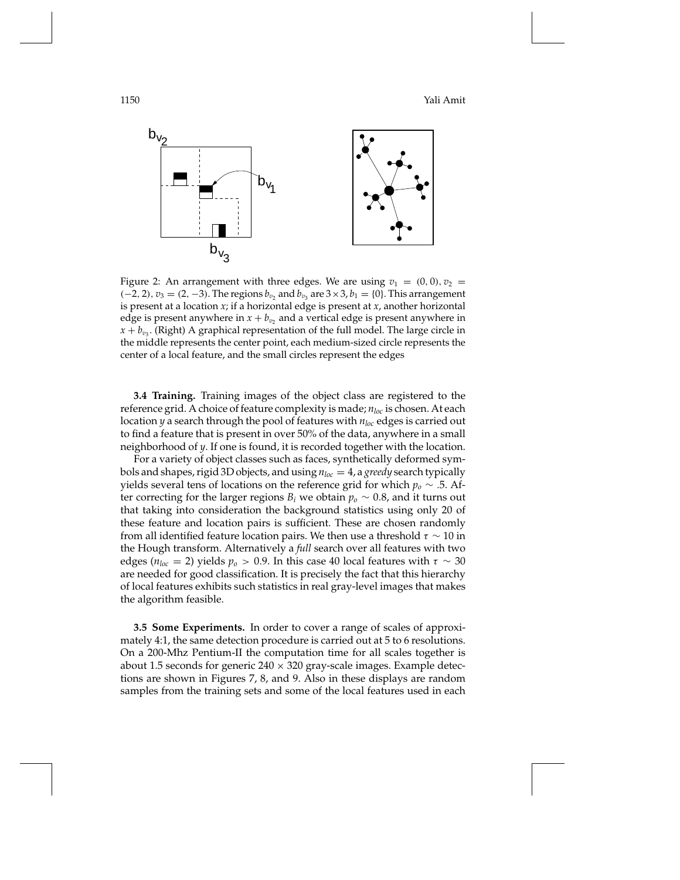Figure 2: An arrangement with three edges. We are using $v_1 = (0, 0), v_2 = (-2, 2), v_3 = (2, -3)$. The regions $b_{v_2}$ and $b_{v_3}$ are $3 \times 3$, $b_1 = \{0\}$. This arrangement is present at a location $x$; if a horizontal edge is present at $x$, another horizontal edge is present anywhere in $x + b_{v_2}$ and a vertical edge is present anywhere in $x + b_{v_3}$. (Right) A graphical representation of the full model. The large circle in the middle represents the center point, each medium-sized circle represents the center of a local feature, and the small circles represent the edges

**3.4 Training.** Training images of the object class are registered to the reference grid. A choice of feature complexity is made; $n_{loc}$ is chosen. At each location $y$ a search through the pool of features with $n_{loc}$ edges is carried out to find a feature that is present in over 50% of the data, anywhere in a small neighborhood of $y$. If one is found, it is recorded together with the location.

For a variety of object classes such as faces, synthetically deformed symbols and shapes, rigid 3D objects, and using $n_{loc} = 4$, a *greedy* search typically yields several tens of locations on the reference grid for which $p_o \sim .5$. After correcting for the larger regions $B_i$ we obtain $p_o \sim 0.8$, and it turns out that taking into consideration the background statistics using only 20 of these feature and location pairs is sufficient. These are chosen randomly from all identified feature location pairs. We then use a threshold $\tau \sim 10$ in the Hough transform. Alternatively a *full* search over all features with two edges ($n_{loc} = 2$) yields $p_o > 0.9$. In this case 40 local features with $\tau \sim 30$ are needed for good classification. It is precisely the fact that this hierarchy of local features exhibits such statistics in real gray-level images that makes the algorithm feasible.

**3.5 Some Experiments.** In order to cover a range of scales of approximately 4:1, the same detection procedure is carried out at 5 to 6 resolutions. On a 200-Mhz Pentium-II the computation time for all scales together is about 1.5 seconds for generic $240 \times 320$ gray-scale images. Example detections are shown in Figures 7, 8, and 9. Also in these displays are random samples from the training sets and some of the local features used in each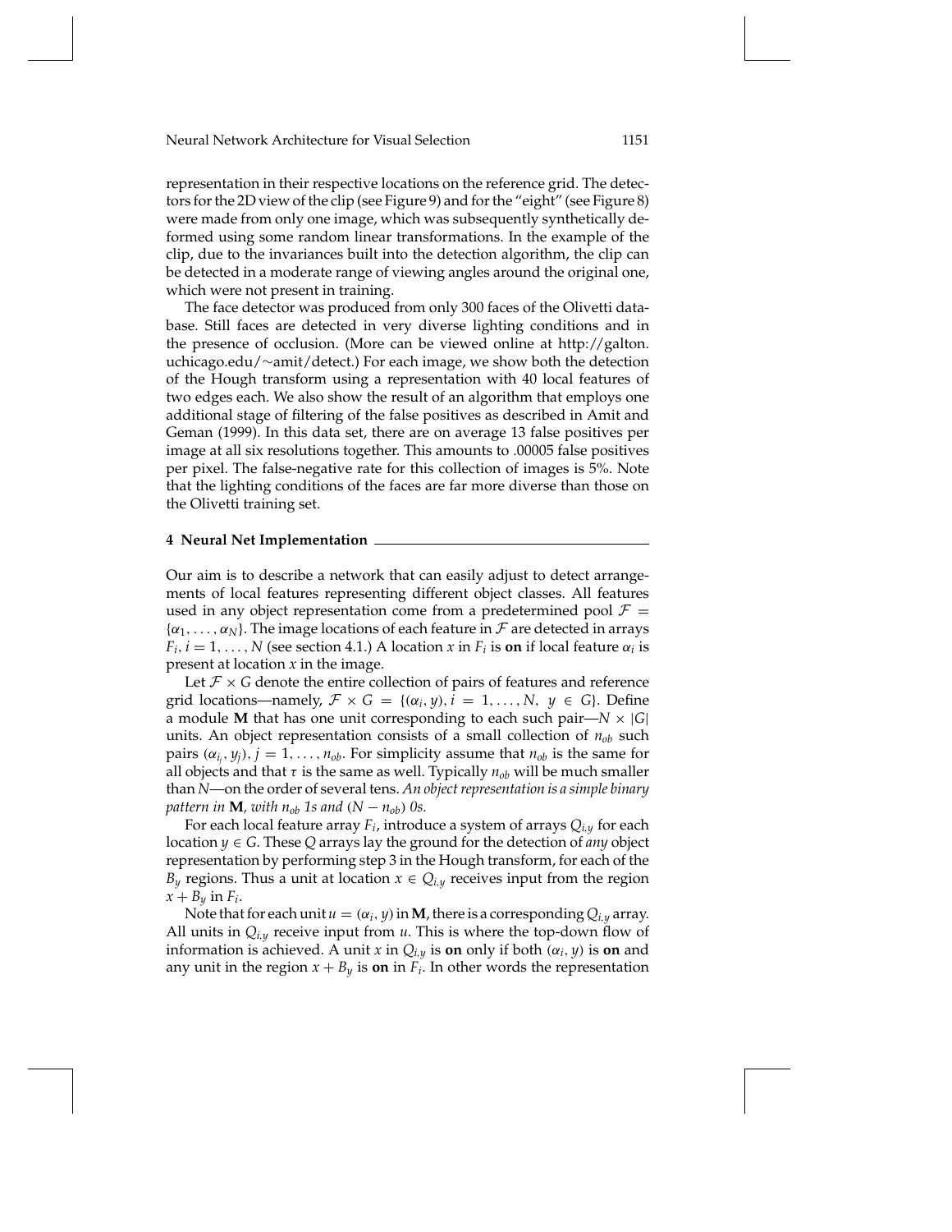representation in their respective locations on the reference grid. The detectors for the 2D view of the clip (see Figure 9) and for the "eight" (see Figure 8) were made from only one image, which was subsequently synthetically deformed using some random linear transformations. In the example of the clip, due to the invariances built into the detection algorithm, the clip can be detected in a moderate range of viewing angles around the original one, which were not present in training.

The face detector was produced from only 300 faces of the Olivetti database. Still faces are detected in very diverse lighting conditions and in the presence of occlusion. (More can be viewed online at http://galton.uchicago.edu/∼amit/detect.) For each image, we show both the detection of the Hough transform using a representation with 40 local features of two edges each. We also show the result of an algorithm that employs one additional stage of filtering of the false positives as described in Amit and Geman (1999). In this data set, there are on average 13 false positives per image at all six resolutions together. This amounts to .00005 false positives per pixel. The false-negative rate for this collection of images is 5%. Note that the lighting conditions of the faces are far more diverse than those on the Olivetti training set.

## 4 Neural Net Implementation

Our aim is to describe a network that can easily adjust to detect arrangements of local features representing different object classes. All features used in any object representation come from a predetermined pool $\mathcal{F} = \{\alpha_1, \ldots, \alpha_N\}$. The image locations of each feature in $\mathcal{F}$ are detected in arrays $F_i, i = 1, \ldots, N$ (see section 4.1.) A location $x$ in $F_i$ is **on** if local feature $\alpha_i$ is present at location $x$ in the image.

Let $\mathcal{F} \times G$ denote the entire collection of pairs of features and reference grid locations—namely, $\mathcal{F} \times G = \{(\alpha_i, y), i = 1, \ldots, N, \; y \in G\}$. Define a module **M** that has one unit corresponding to each such pair—$N \times |G|$ units. An object representation consists of a small collection of $n_{ob}$ such pairs $(\alpha_{i_j}, y_j), j = 1, \ldots, n_{ob}$. For simplicity assume that $n_{ob}$ is the same for all objects and that $\tau$ is the same as well. Typically $n_{ob}$ will be much smaller than $N$—on the order of several tens. *An object representation is a simple binary pattern in* **M**, *with* $n_{ob}$ *1s and* $(N - n_{ob})$ *0s.*

For each local feature array $F_i$, introduce a system of arrays $Q_{i,y}$ for each location $y \in G$. These $Q$ arrays lay the ground for the detection of *any* object representation by performing step 3 in the Hough transform, for each of the $B_y$ regions. Thus a unit at location $x \in Q_{i,y}$ receives input from the region $x + B_y$ in $F_i$.

Note that for each unit $u = (\alpha_i, y)$ in **M**, there is a corresponding $Q_{i,y}$ array. All units in $Q_{i,y}$ receive input from $u$. This is where the top-down flow of information is achieved. A unit $x$ in $Q_{i,y}$ is **on** only if both $(\alpha_i, y)$ is **on** and any unit in the region $x + B_y$ is **on** in $F_i$. In other words the representation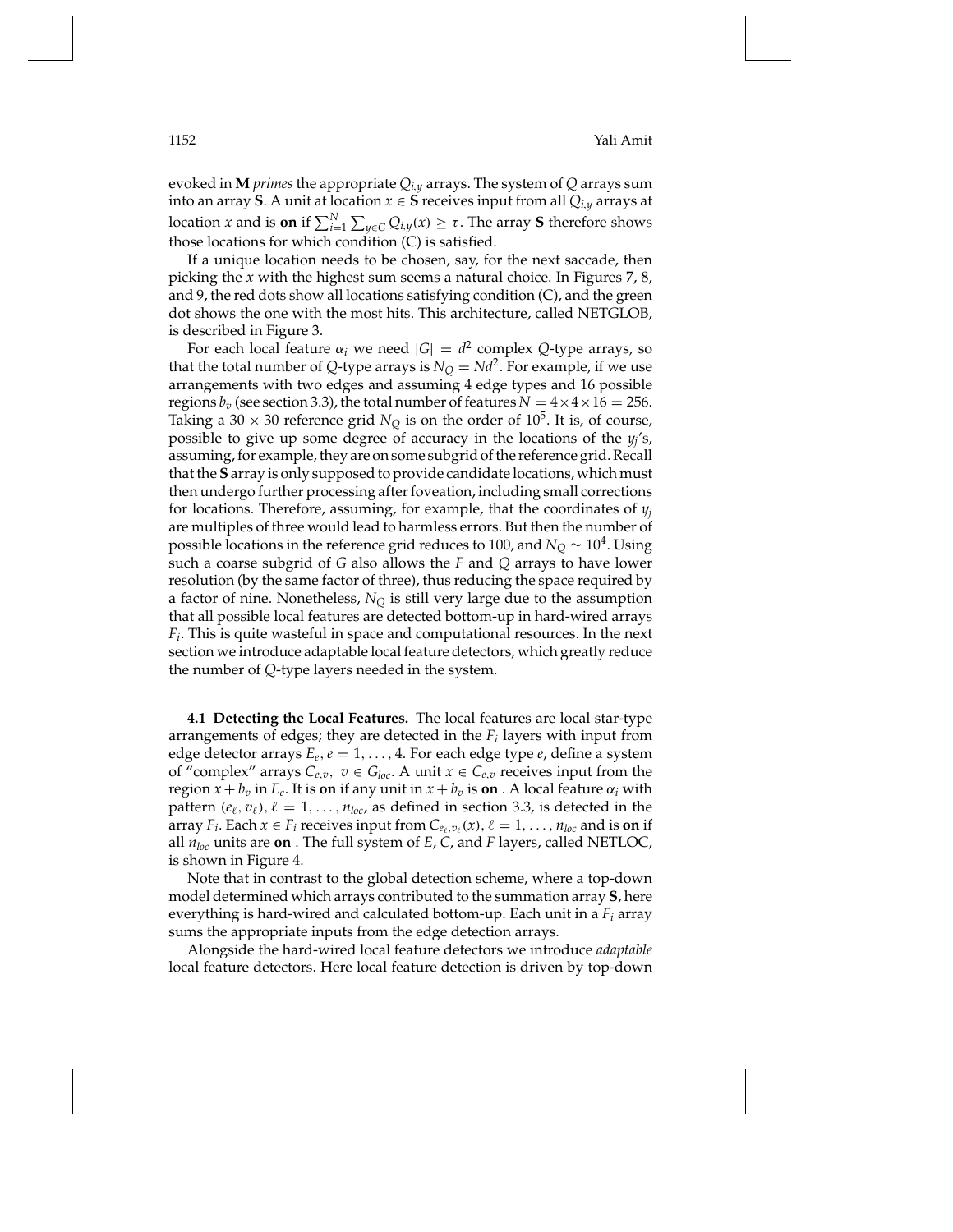evoked in **M** *primes* the appropriate $Q_{i,y}$ arrays. The system of $Q$ arrays sum into an array **S**. A unit at location $x \in$ **S** receives input from all $Q_{i,y}$ arrays at location $x$ and is **on** if $\sum_{i=1}^{N} \sum_{y \in G} Q_{i,y}(x) \geq \tau$. The array **S** therefore shows those locations for which condition (C) is satisfied.

If a unique location needs to be chosen, say, for the next saccade, then picking the $x$ with the highest sum seems a natural choice. In Figures 7, 8, and 9, the red dots show all locations satisfying condition (C), and the green dot shows the one with the most hits. This architecture, called NETGLOB, is described in Figure 3.

For each local feature $\alpha_i$ we need $|G| = d^2$ complex $Q$-type arrays, so that the total number of $Q$-type arrays is $N_Q = Nd^2$. For example, if we use arrangements with two edges and assuming 4 edge types and 16 possible regions $b_v$ (see section 3.3), the total number of features $N = 4 \times 4 \times 16 = 256$. Taking a $30 \times 30$ reference grid $N_Q$ is on the order of $10^5$. It is, of course, possible to give up some degree of accuracy in the locations of the $y_j$'s, assuming, for example, they are on some subgrid of the reference grid. Recall that the **S** array is only supposed to provide candidate locations, which must then undergo further processing after foveation, including small corrections for locations. Therefore, assuming, for example, that the coordinates of $y_j$ are multiples of three would lead to harmless errors. But then the number of possible locations in the reference grid reduces to 100, and $N_Q \sim 10^4$. Using such a coarse subgrid of $G$ also allows the $F$ and $Q$ arrays to have lower resolution (by the same factor of three), thus reducing the space required by a factor of nine. Nonetheless, $N_Q$ is still very large due to the assumption that all possible local features are detected bottom-up in hard-wired arrays $F_i$. This is quite wasteful in space and computational resources. In the next section we introduce adaptable local feature detectors, which greatly reduce the number of $Q$-type layers needed in the system.

### 4.1 Detecting the Local Features.

The local features are local star-type arrangements of edges; they are detected in the $F_i$ layers with input from edge detector arrays $E_e, e = 1, \ldots, 4$. For each edge type $e$, define a system of "complex" arrays $C_{e,v},\ v \in G_{loc}$. A unit $x \in C_{e,v}$ receives input from the region $x + b_v$ in $E_e$. It is **on** if any unit in $x + b_v$ is **on** . A local feature $\alpha_i$ with pattern $(e_\ell, v_\ell), \ell = 1, \ldots, n_{loc}$, as defined in section 3.3, is detected in the array $F_i$. Each $x \in F_i$ receives input from $C_{e_\ell, v_\ell}(x), \ell = 1, \ldots, n_{loc}$ and is **on** if all $n_{loc}$ units are **on** . The full system of $E$, $C$, and $F$ layers, called NETLOC, is shown in Figure 4.

Note that in contrast to the global detection scheme, where a top-down model determined which arrays contributed to the summation array **S**, here everything is hard-wired and calculated bottom-up. Each unit in a $F_i$ array sums the appropriate inputs from the edge detection arrays.

Alongside the hard-wired local feature detectors we introduce *adaptable* local feature detectors. Here local feature detection is driven by top-down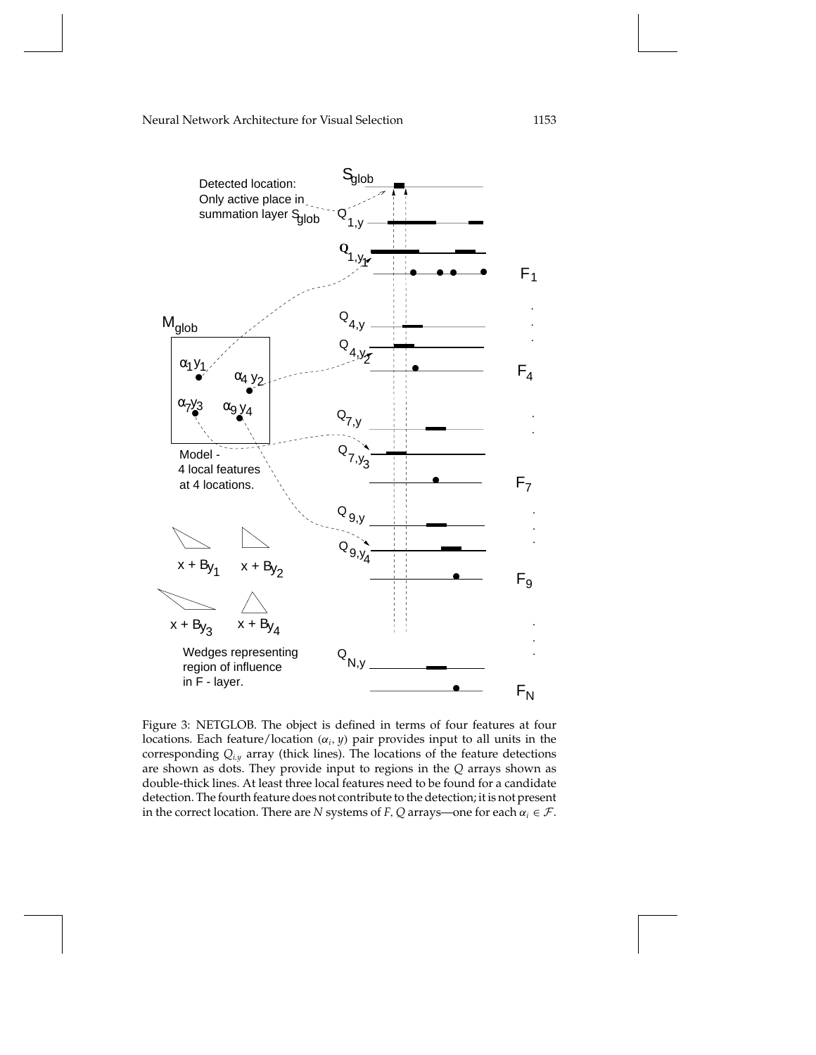Figure 3: NETGLOB. The object is defined in terms of four features at four locations. Each feature/location $(\alpha_i, y)$ pair provides input to all units in the corresponding $Q_{i,y}$ array (thick lines). The locations of the feature detections are shown as dots. They provide input to regions in the $Q$ arrays shown as double-thick lines. At least three local features need to be found for a candidate detection. The fourth feature does not contribute to the detection; it is not present in the correct location. There are $N$ systems of $F, Q$ arrays—one for each $\alpha_i \in \mathcal{F}$.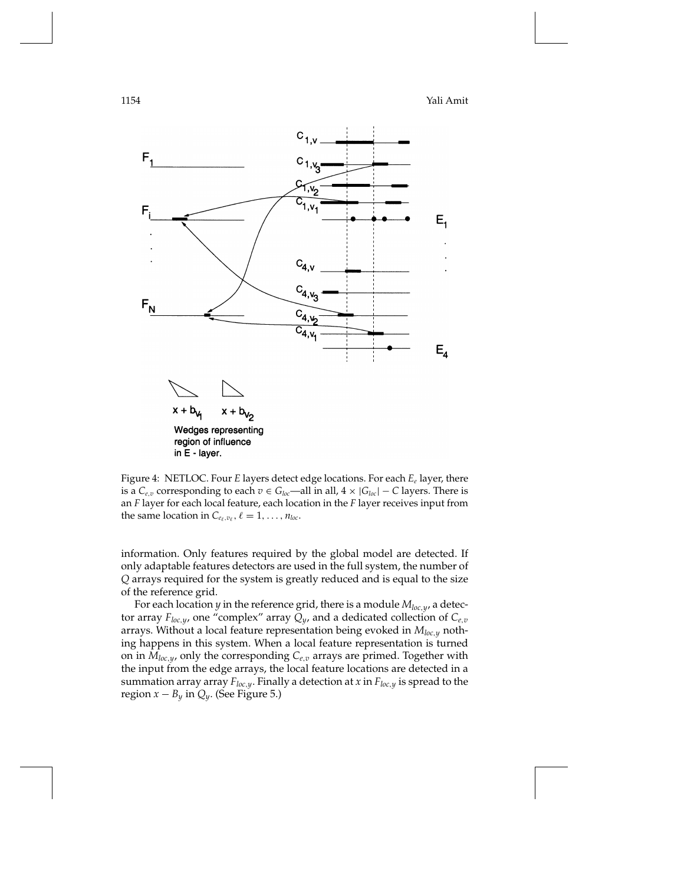Figure 4: NETLOC. Four $E$ layers detect edge locations. For each $E_e$ layer, there is a $C_{e,v}$ corresponding to each $v \in G_{loc}$—all in all, $4 \times |G_{loc}| - C$ layers. There is an $F$ layer for each local feature, each location in the $F$ layer receives input from the same location in $C_{e_\ell, v_\ell}$, $\ell = 1, \ldots, n_{loc}$.

information. Only features required by the global model are detected. If only adaptable features detectors are used in the full system, the number of $Q$ arrays required for the system is greatly reduced and is equal to the size of the reference grid.

For each location $y$ in the reference grid, there is a module $M_{loc,y}$, a detector array $F_{loc,y}$, one "complex" array $Q_y$, and a dedicated collection of $C_{e,v}$ arrays. Without a local feature representation being evoked in $M_{loc,y}$ nothing happens in this system. When a local feature representation is turned on in $M_{loc,y}$, only the corresponding $C_{e,v}$ arrays are primed. Together with the input from the edge arrays, the local feature locations are detected in a summation array array $F_{loc,y}$. Finally a detection at $x$ in $F_{loc,y}$ is spread to the region $x - B_y$ in $Q_y$. (See Figure 5.)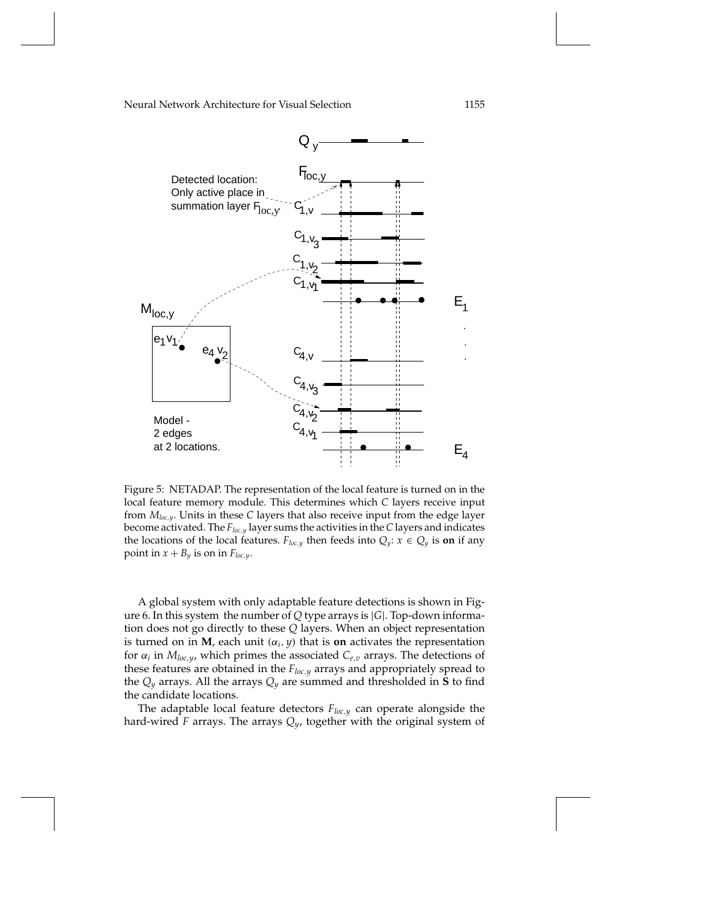Figure 5: NETADAP. The representation of the local feature is turned on in the local feature memory module. This determines which $C$ layers receive input from $M_{loc,y}$. Units in these $C$ layers that also receive input from the edge layer become activated. The $F_{loc,y}$ layer sums the activities in the $C$ layers and indicates the locations of the local features. $F_{loc,y}$ then feeds into $Q_y$: $x \in Q_y$ is **on** if any point in $x + B_y$ is on in $F_{loc,y}$.

A global system with only adaptable feature detections is shown in Figure 6. In this system the number of $Q$ type arrays is $|G|$. Top-down information does not go directly to these $Q$ layers. When an object representation is turned on in $\mathbf{M}$, each unit $(\alpha_i, y)$ that is **on** activates the representation for $\alpha_i$ in $M_{loc,y}$, which primes the associated $C_{e,v}$ arrays. The detections of these features are obtained in the $F_{loc,y}$ arrays and appropriately spread to the $Q_y$ arrays. All the arrays $Q_y$ are summed and thresholded in $\mathbf{S}$ to find the candidate locations.

The adaptable local feature detectors $F_{loc,y}$ can operate alongside the hard-wired $F$ arrays. The arrays $Q_y$, together with the original system of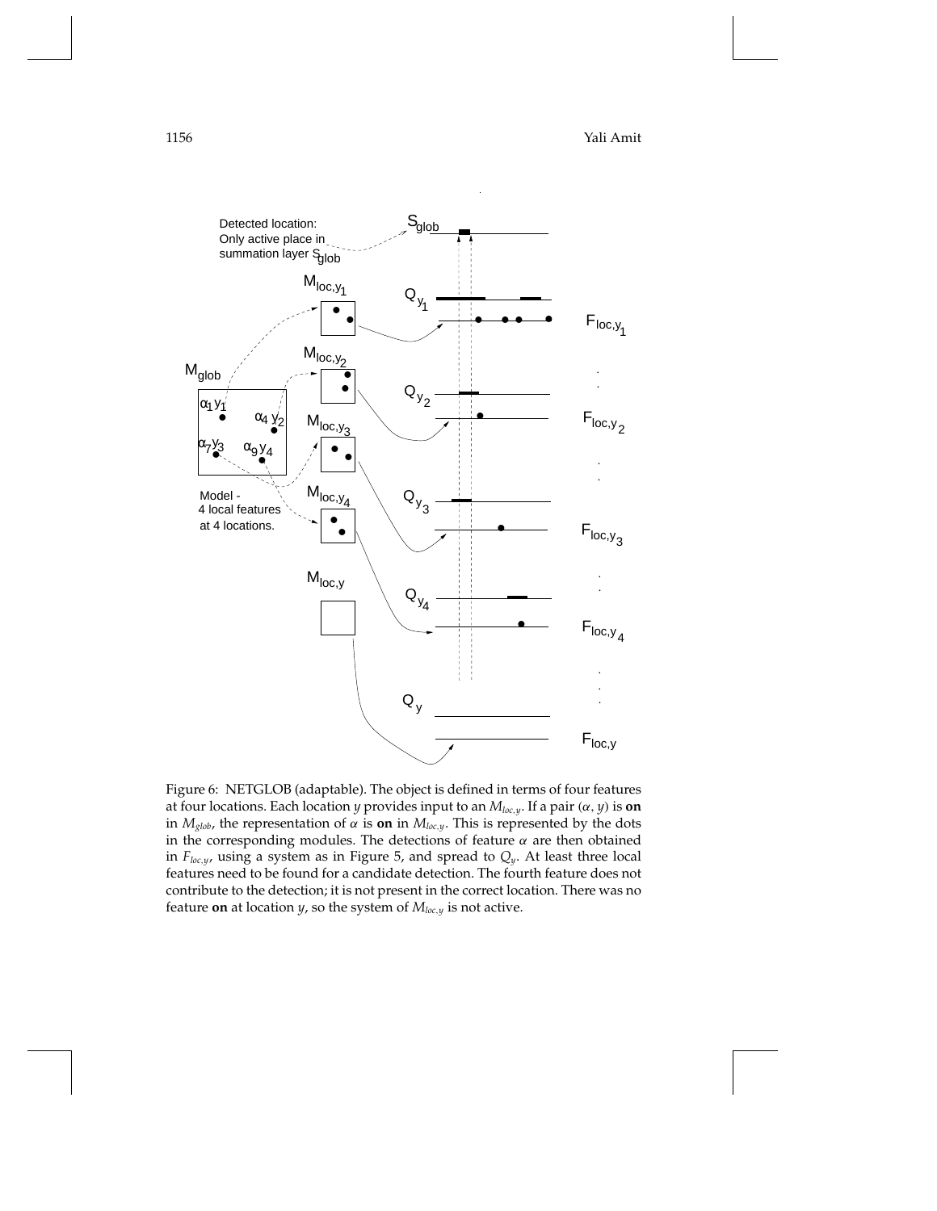Figure 6: NETGLOB (adaptable). The object is defined in terms of four features at four locations. Each location $y$ provides input to an $M_{loc,y}$. If a pair $(\alpha, y)$ is **on** in $M_{glob}$, the representation of $\alpha$ is **on** in $M_{loc,y}$. This is represented by the dots in the corresponding modules. The detections of feature $\alpha$ are then obtained in $F_{loc,y}$, using a system as in Figure 5, and spread to $Q_y$. At least three local features need to be found for a candidate detection. The fourth feature does not contribute to the detection; it is not present in the correct location. There was no feature **on** at location $y$, so the system of $M_{loc,y}$ is not active.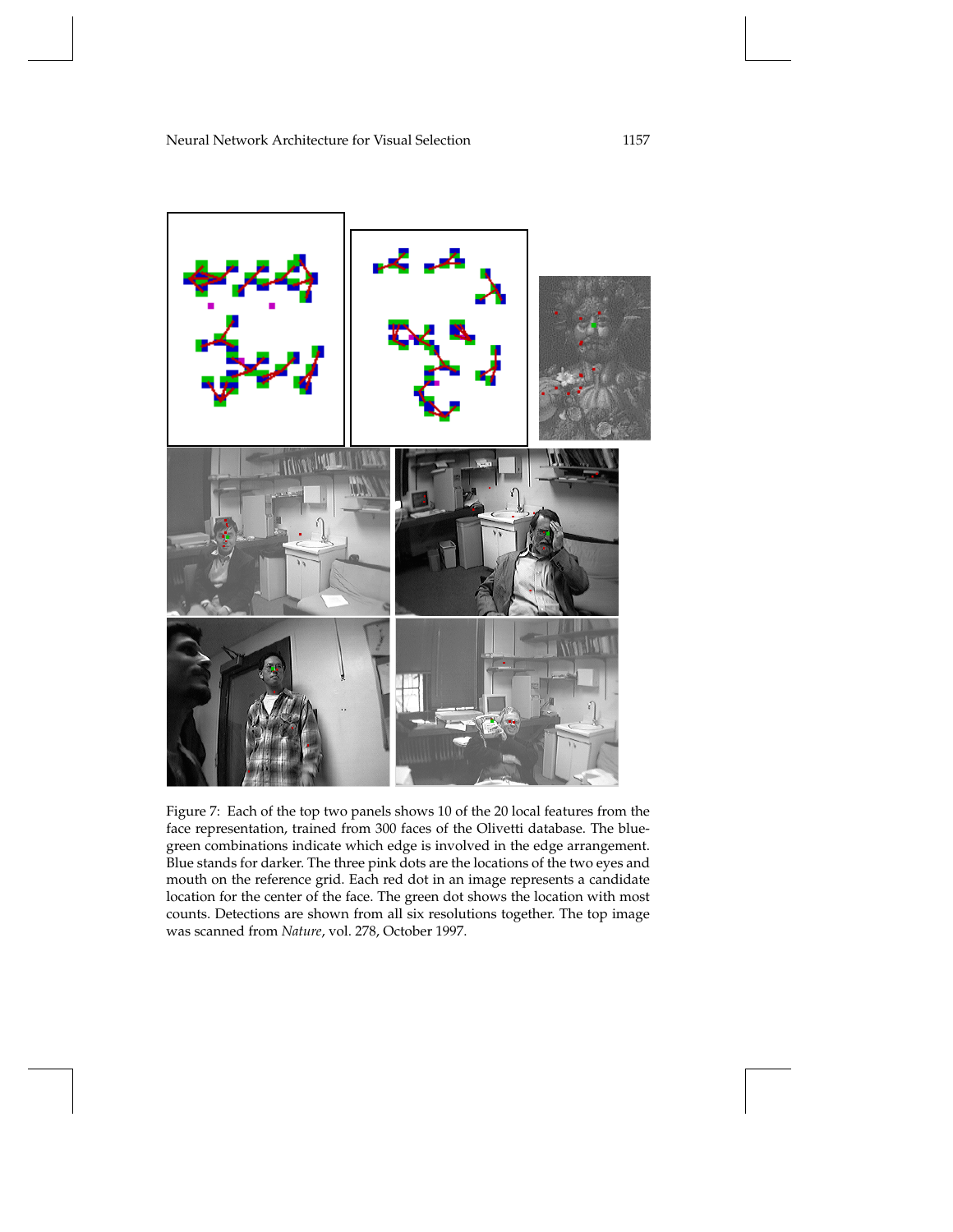Figure 7: Each of the top two panels shows 10 of the 20 local features from the face representation, trained from 300 faces of the Olivetti database. The blue-green combinations indicate which edge is involved in the edge arrangement. Blue stands for darker. The three pink dots are the locations of the two eyes and mouth on the reference grid. Each red dot in an image represents a candidate location for the center of the face. The green dot shows the location with most counts. Detections are shown from all six resolutions together. The top image was scanned from *Nature*, vol. 278, October 1997.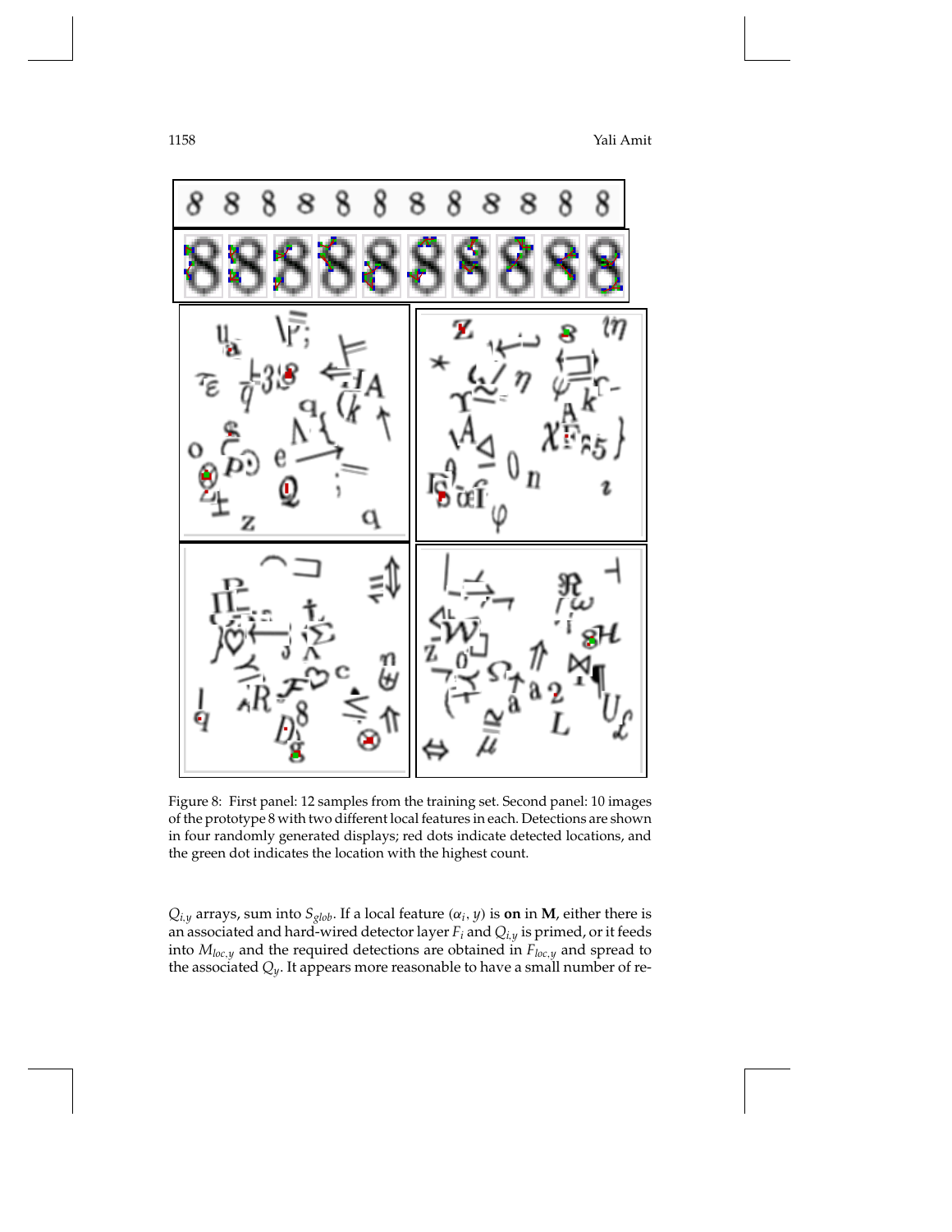Figure 8: First panel: 12 samples from the training set. Second panel: 10 images of the prototype 8 with two different local features in each. Detections are shown in four randomly generated displays; red dots indicate detected locations, and the green dot indicates the location with the highest count.

$Q_{i,y}$ arrays, sum into $S_{glob}$. If a local feature $(\alpha_i, y)$ is **on** in **M**, either there is an associated and hard-wired detector layer $F_i$ and $Q_{i,y}$ is primed, or it feeds into $M_{loc,y}$ and the required detections are obtained in $F_{loc,y}$ and spread to the associated $Q_y$. It appears more reasonable to have a small number of re-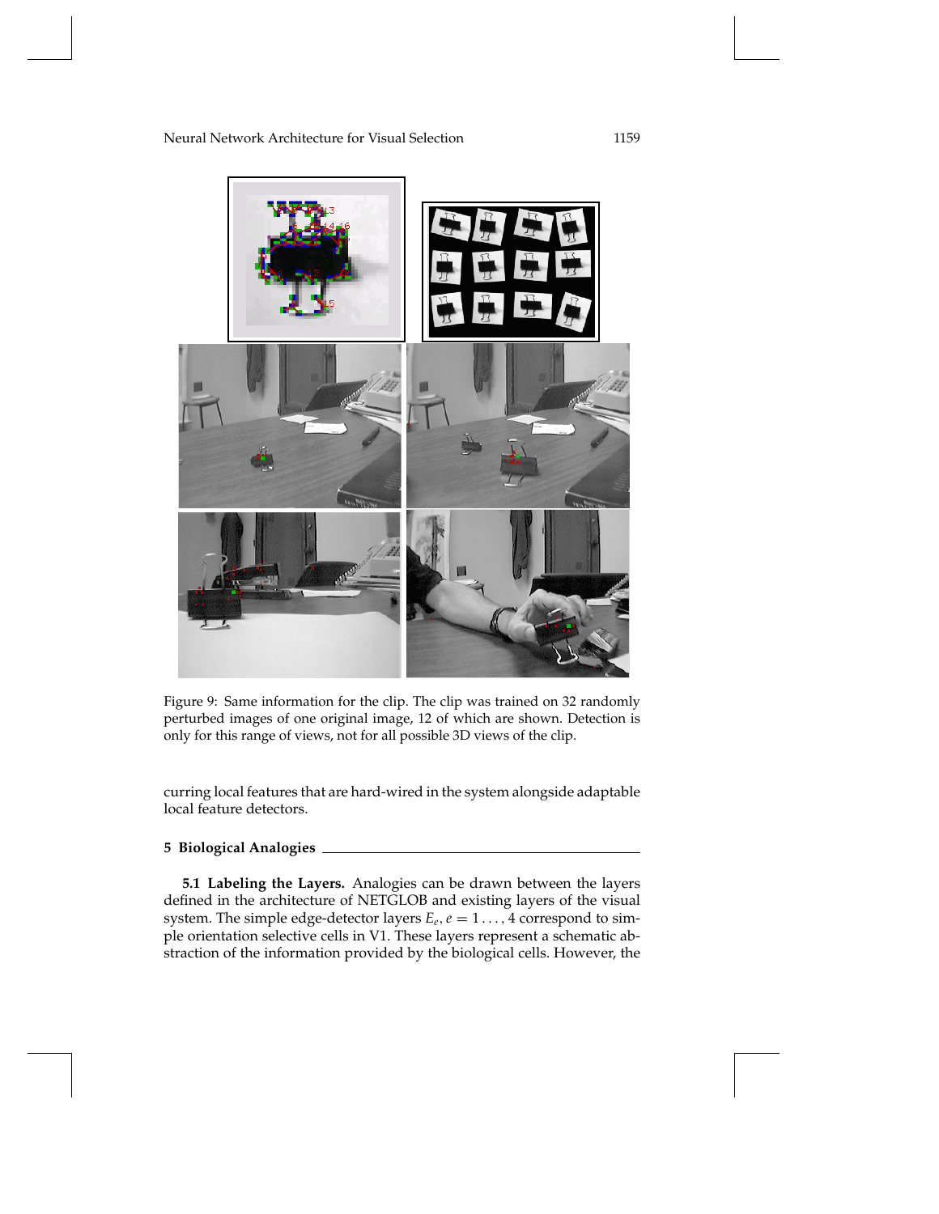Figure 9: Same information for the clip. The clip was trained on 32 randomly perturbed images of one original image, 12 of which are shown. Detection is only for this range of views, not for all possible 3D views of the clip.

curring local features that are hard-wired in the system alongside adaptable local feature detectors.

## 5 Biological Analogies

**5.1 Labeling the Layers.** Analogies can be drawn between the layers defined in the architecture of NETGLOB and existing layers of the visual system. The simple edge-detector layers $E_e, e = 1 \ldots, 4$ correspond to simple orientation selective cells in V1. These layers represent a schematic abstraction of the information provided by the biological cells. However, the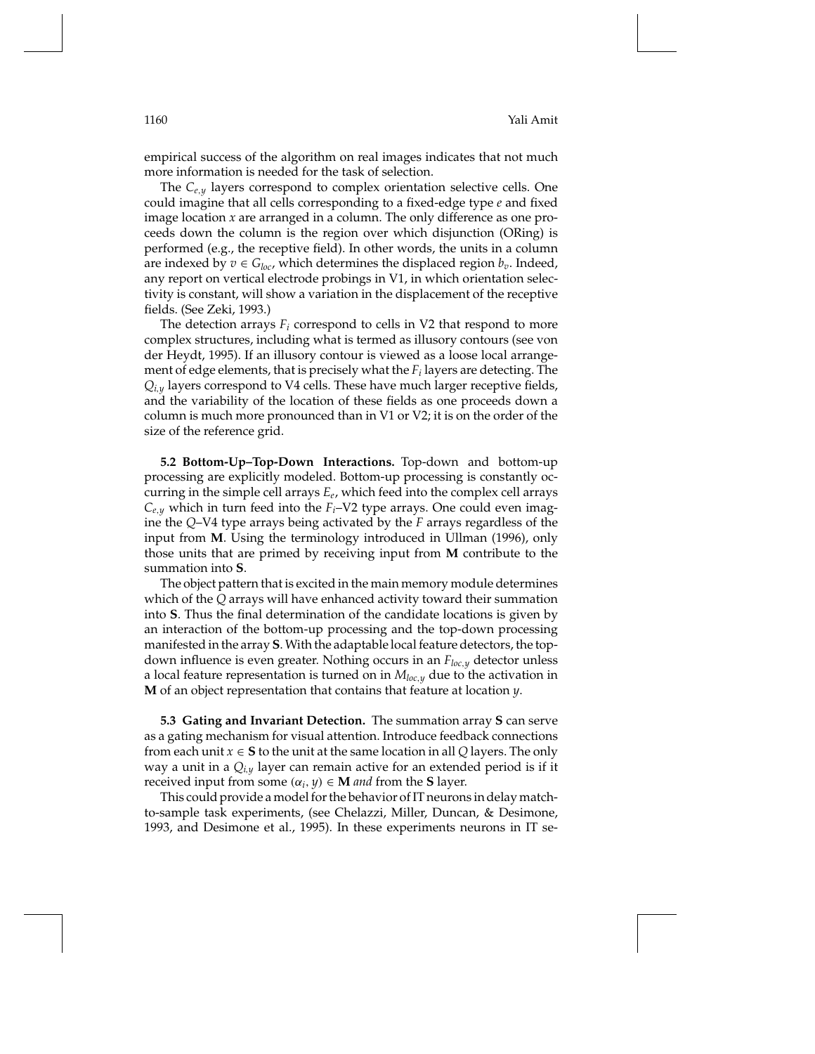empirical success of the algorithm on real images indicates that not much more information is needed for the task of selection.

The $C_{e,y}$ layers correspond to complex orientation selective cells. One could imagine that all cells corresponding to a fixed-edge type $e$ and fixed image location $x$ are arranged in a column. The only difference as one proceeds down the column is the region over which disjunction (ORing) is performed (e.g., the receptive field). In other words, the units in a column are indexed by $v \in G_{loc}$, which determines the displaced region $b_v$. Indeed, any report on vertical electrode probings in V1, in which orientation selectivity is constant, will show a variation in the displacement of the receptive fields. (See Zeki, 1993.)

The detection arrays $F_i$ correspond to cells in V2 that respond to more complex structures, including what is termed as illusory contours (see von der Heydt, 1995). If an illusory contour is viewed as a loose local arrangement of edge elements, that is precisely what the $F_i$ layers are detecting. The $Q_{i,y}$ layers correspond to V4 cells. These have much larger receptive fields, and the variability of the location of these fields as one proceeds down a column is much more pronounced than in V1 or V2; it is on the order of the size of the reference grid.

**5.2 Bottom-Up–Top-Down Interactions.** Top-down and bottom-up processing are explicitly modeled. Bottom-up processing is constantly occurring in the simple cell arrays $E_e$, which feed into the complex cell arrays $C_{e,y}$ which in turn feed into the $F_i$–V2 type arrays. One could even imagine the $Q$–V4 type arrays being activated by the $F$ arrays regardless of the input from $\mathbf{M}$. Using the terminology introduced in Ullman (1996), only those units that are primed by receiving input from $\mathbf{M}$ contribute to the summation into $\mathbf{S}$.

The object pattern that is excited in the main memory module determines which of the $Q$ arrays will have enhanced activity toward their summation into $\mathbf{S}$. Thus the final determination of the candidate locations is given by an interaction of the bottom-up processing and the top-down processing manifested in the array $\mathbf{S}$. With the adaptable local feature detectors, the top-down influence is even greater. Nothing occurs in an $F_{loc,y}$ detector unless a local feature representation is turned on in $M_{loc,y}$ due to the activation in $\mathbf{M}$ of an object representation that contains that feature at location $y$.

**5.3 Gating and Invariant Detection.** The summation array $\mathbf{S}$ can serve as a gating mechanism for visual attention. Introduce feedback connections from each unit $x \in \mathbf{S}$ to the unit at the same location in all $Q$ layers. The only way a unit in a $Q_{i,y}$ layer can remain active for an extended period is if it received input from some $(\alpha_i, y) \in \mathbf{M}$ *and* from the $\mathbf{S}$ layer.

This could provide a model for the behavior of IT neurons in delay match-to-sample task experiments, (see Chelazzi, Miller, Duncan, & Desimone, 1993, and Desimone et al., 1995). In these experiments neurons in IT se-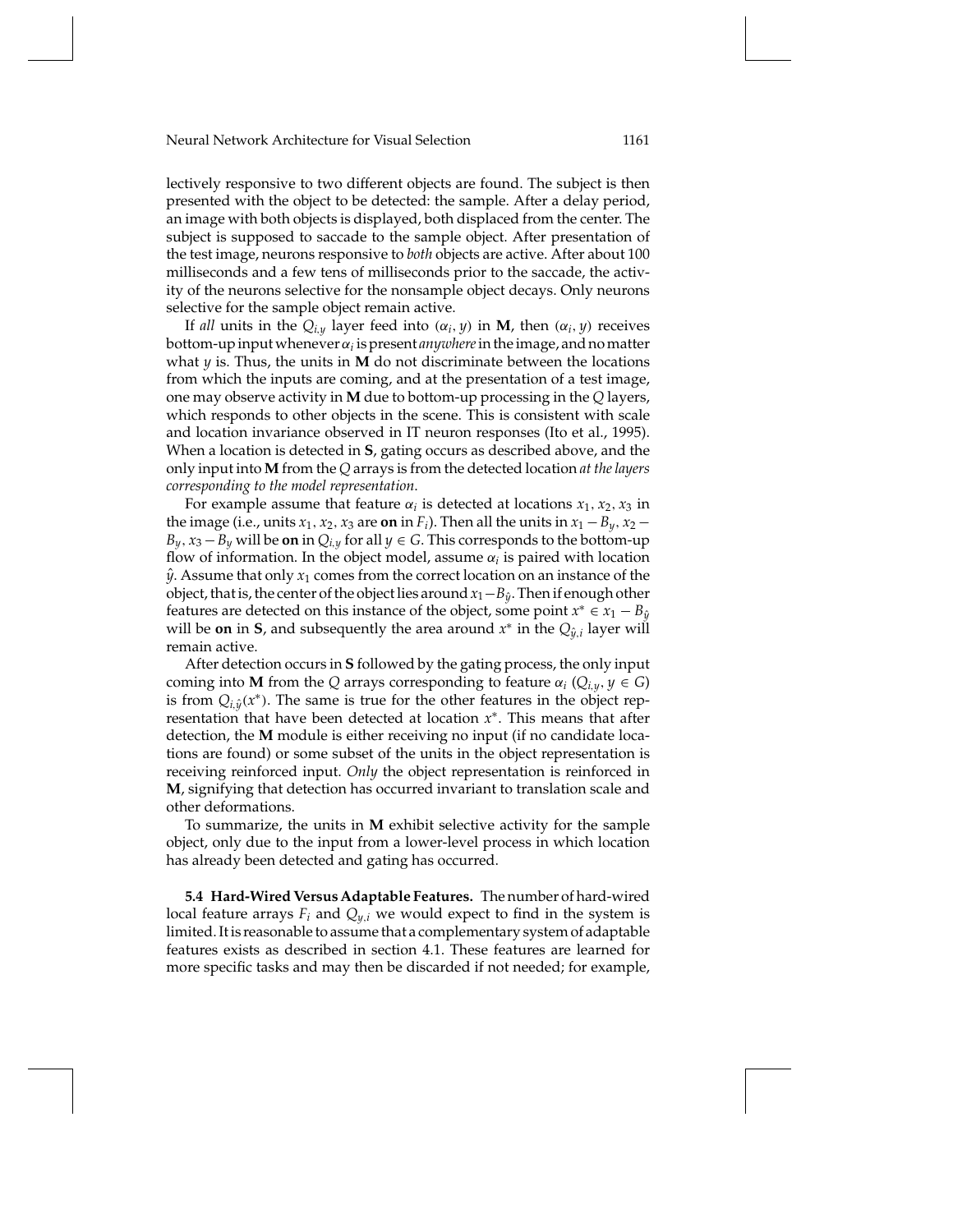lectively responsive to two different objects are found. The subject is then presented with the object to be detected: the sample. After a delay period, an image with both objects is displayed, both displaced from the center. The subject is supposed to saccade to the sample object. After presentation of the test image, neurons responsive to *both* objects are active. After about 100 milliseconds and a few tens of milliseconds prior to the saccade, the activity of the neurons selective for the nonsample object decays. Only neurons selective for the sample object remain active.

If *all* units in the $Q_{i,y}$ layer feed into $(\alpha_i, y)$ in **M**, then $(\alpha_i, y)$ receives bottom-up input whenever $\alpha_i$ is present *anywhere* in the image, and no matter what $y$ is. Thus, the units in **M** do not discriminate between the locations from which the inputs are coming, and at the presentation of a test image, one may observe activity in **M** due to bottom-up processing in the $Q$ layers, which responds to other objects in the scene. This is consistent with scale and location invariance observed in IT neuron responses (Ito et al., 1995). When a location is detected in **S**, gating occurs as described above, and the only input into **M** from the $Q$ arrays is from the detected location *at the layers corresponding to the model representation*.

For example assume that feature $\alpha_i$ is detected at locations $x_1, x_2, x_3$ in the image (i.e., units $x_1, x_2, x_3$ are **on** in $F_i$). Then all the units in $x_1 - B_y, x_2 - B_y, x_3 - B_y$ will be **on** in $Q_{i,y}$ for all $y \in G$. This corresponds to the bottom-up flow of information. In the object model, assume $\alpha_i$ is paired with location $\hat{y}$. Assume that only $x_1$ comes from the correct location on an instance of the object, that is, the center of the object lies around $x_1 - B_{\hat{y}}$. Then if enough other features are detected on this instance of the object, some point $x^* \in x_1 - B_{\hat{y}}$ will be **on** in **S**, and subsequently the area around $x^*$ in the $Q_{\hat{y},i}$ layer will remain active.

After detection occurs in **S** followed by the gating process, the only input coming into **M** from the $Q$ arrays corresponding to feature $\alpha_i$ ($Q_{i,y}, y \in G$) is from $Q_{i,\hat{y}}(x^*)$. The same is true for the other features in the object representation that have been detected at location $x^*$. This means that after detection, the **M** module is either receiving no input (if no candidate locations are found) or some subset of the units in the object representation is receiving reinforced input. *Only* the object representation is reinforced in **M**, signifying that detection has occurred invariant to translation scale and other deformations.

To summarize, the units in **M** exhibit selective activity for the sample object, only due to the input from a lower-level process in which location has already been detected and gating has occurred.

**5.4 Hard-Wired Versus Adaptable Features.** The number of hard-wired local feature arrays $F_i$ and $Q_{y,i}$ we would expect to find in the system is limited. It is reasonable to assume that a complementary system of adaptable features exists as described in section 4.1. These features are learned for more specific tasks and may then be discarded if not needed; for example,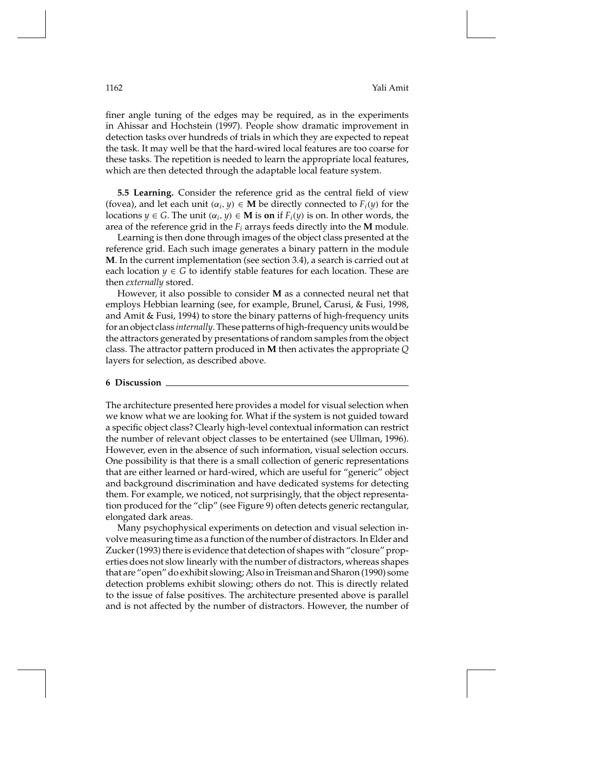finer angle tuning of the edges may be required, as in the experiments in Ahissar and Hochstein (1997). People show dramatic improvement in detection tasks over hundreds of trials in which they are expected to repeat the task. It may well be that the hard-wired local features are too coarse for these tasks. The repetition is needed to learn the appropriate local features, which are then detected through the adaptable local feature system.

**5.5 Learning.** Consider the reference grid as the central field of view (fovea), and let each unit $(\alpha_i, y) \in \mathbf{M}$ be directly connected to $F_i(y)$ for the locations $y \in G$. The unit $(\alpha_i, y) \in \mathbf{M}$ is **on** if $F_i(y)$ is on. In other words, the area of the reference grid in the $F_i$ arrays feeds directly into the **M** module.

Learning is then done through images of the object class presented at the reference grid. Each such image generates a binary pattern in the module **M**. In the current implementation (see section 3.4), a search is carried out at each location $y \in G$ to identify stable features for each location. These are then *externally* stored.

However, it also possible to consider **M** as a connected neural net that employs Hebbian learning (see, for example, Brunel, Carusi, & Fusi, 1998, and Amit & Fusi, 1994) to store the binary patterns of high-frequency units for an object class *internally*. These patterns of high-frequency units would be the attractors generated by presentations of random samples from the object class. The attractor pattern produced in **M** then activates the appropriate $Q$ layers for selection, as described above.

## 6 Discussion

The architecture presented here provides a model for visual selection when we know what we are looking for. What if the system is not guided toward a specific object class? Clearly high-level contextual information can restrict the number of relevant object classes to be entertained (see Ullman, 1996). However, even in the absence of such information, visual selection occurs. One possibility is that there is a small collection of generic representations that are either learned or hard-wired, which are useful for "generic" object and background discrimination and have dedicated systems for detecting them. For example, we noticed, not surprisingly, that the object representation produced for the "clip" (see Figure 9) often detects generic rectangular, elongated dark areas.

Many psychophysical experiments on detection and visual selection involve measuring time as a function of the number of distractors. In Elder and Zucker (1993) there is evidence that detection of shapes with "closure" properties does not slow linearly with the number of distractors, whereas shapes that are "open" do exhibit slowing; Also in Treisman and Sharon (1990) some detection problems exhibit slowing; others do not. This is directly related to the issue of false positives. The architecture presented above is parallel and is not affected by the number of distractors. However, the number of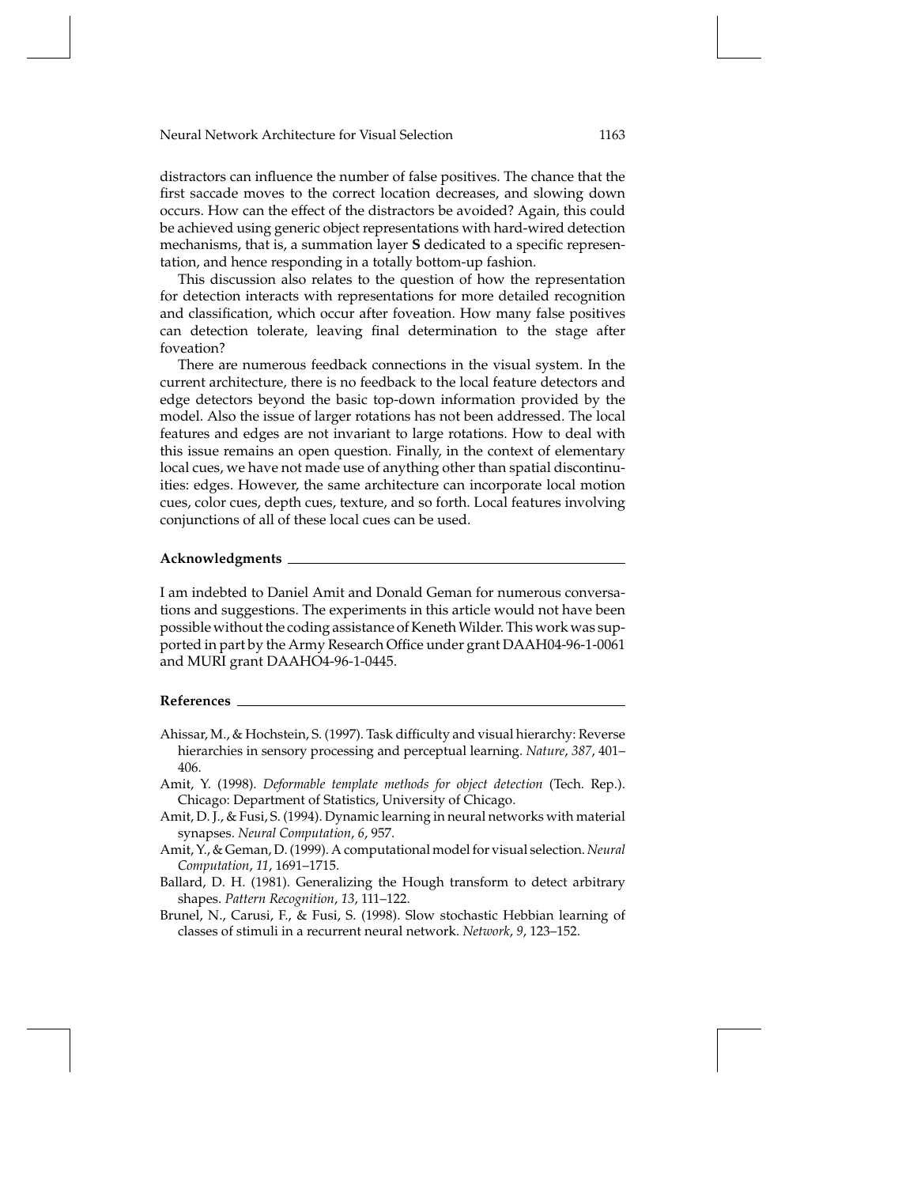distractors can influence the number of false positives. The chance that the first saccade moves to the correct location decreases, and slowing down occurs. How can the effect of the distractors be avoided? Again, this could be achieved using generic object representations with hard-wired detection mechanisms, that is, a summation layer **S** dedicated to a specific representation, and hence responding in a totally bottom-up fashion.

This discussion also relates to the question of how the representation for detection interacts with representations for more detailed recognition and classification, which occur after foveation. How many false positives can detection tolerate, leaving final determination to the stage after foveation?

There are numerous feedback connections in the visual system. In the current architecture, there is no feedback to the local feature detectors and edge detectors beyond the basic top-down information provided by the model. Also the issue of larger rotations has not been addressed. The local features and edges are not invariant to large rotations. How to deal with this issue remains an open question. Finally, in the context of elementary local cues, we have not made use of anything other than spatial discontinuities: edges. However, the same architecture can incorporate local motion cues, color cues, depth cues, texture, and so forth. Local features involving conjunctions of all of these local cues can be used.

## Acknowledgments

I am indebted to Daniel Amit and Donald Geman for numerous conversations and suggestions. The experiments in this article would not have been possible without the coding assistance of Keneth Wilder. This work was supported in part by the Army Research Office under grant DAAH04-96-1-0061 and MURI grant DAAHO4-96-1-0445.

## References

Ahissar, M., & Hochstein, S. (1997). Task difficulty and visual hierarchy: Reverse hierarchies in sensory processing and perceptual learning. *Nature*, *387*, 401–406.

Amit, Y. (1998). *Deformable template methods for object detection* (Tech. Rep.). Chicago: Department of Statistics, University of Chicago.

Amit, D. J., & Fusi, S. (1994). Dynamic learning in neural networks with material synapses. *Neural Computation*, *6*, 957.

Amit, Y., & Geman, D. (1999). A computational model for visual selection. *Neural Computation*, *11*, 1691–1715.

Ballard, D. H. (1981). Generalizing the Hough transform to detect arbitrary shapes. *Pattern Recognition*, *13*, 111–122.

Brunel, N., Carusi, F., & Fusi, S. (1998). Slow stochastic Hebbian learning of classes of stimuli in a recurrent neural network. *Network*, *9*, 123–152.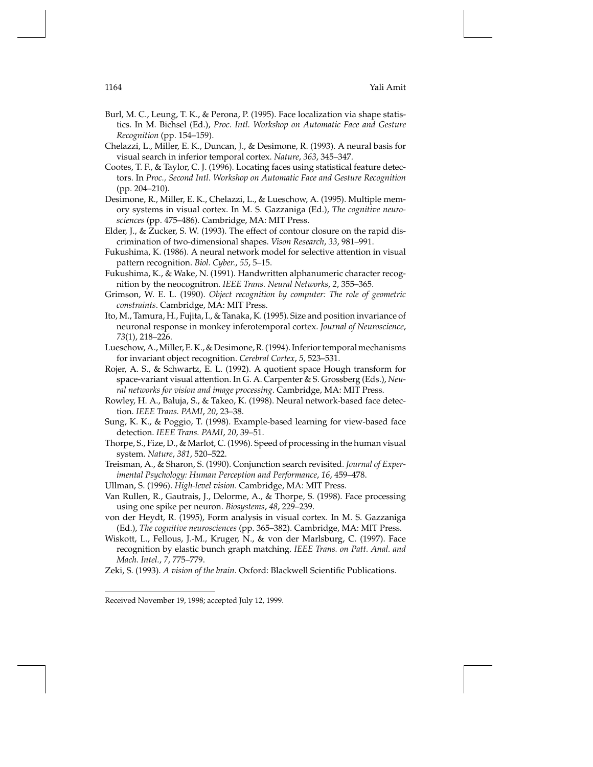Burl, M. C., Leung, T. K., & Perona, P. (1995). Face localization via shape statistics. In M. Bichsel (Ed.), *Proc. Intl. Workshop on Automatic Face and Gesture Recognition* (pp. 154–159).

Chelazzi, L., Miller, E. K., Duncan, J., & Desimone, R. (1993). A neural basis for visual search in inferior temporal cortex. *Nature*, *363*, 345–347.

Cootes, T. F., & Taylor, C. J. (1996). Locating faces using statistical feature detectors. In *Proc., Second Intl. Workshop on Automatic Face and Gesture Recognition* (pp. 204–210).

Desimone, R., Miller, E. K., Chelazzi, L., & Lueschow, A. (1995). Multiple memory systems in visual cortex. In M. S. Gazzaniga (Ed.), *The cognitive neurosciences* (pp. 475–486). Cambridge, MA: MIT Press.

Elder, J., & Zucker, S. W. (1993). The effect of contour closure on the rapid discrimination of two-dimensional shapes. *Vison Research*, *33*, 981–991.

Fukushima, K. (1986). A neural network model for selective attention in visual pattern recognition. *Biol. Cyber.*, *55*, 5–15.

Fukushima, K., & Wake, N. (1991). Handwritten alphanumeric character recognition by the neocognitron. *IEEE Trans. Neural Networks*, *2*, 355–365.

Grimson, W. E. L. (1990). *Object recognition by computer: The role of geometric constraints*. Cambridge, MA: MIT Press.

Ito, M., Tamura, H., Fujita, I., & Tanaka, K. (1995). Size and position invariance of neuronal response in monkey inferotemporal cortex. *Journal of Neuroscience*, *73*(1), 218–226.

Lueschow, A., Miller, E. K., & Desimone, R. (1994). Inferior temporal mechanisms for invariant object recognition. *Cerebral Cortex*, *5*, 523–531.

Rojer, A. S., & Schwartz, E. L. (1992). A quotient space Hough transform for space-variant visual attention. In G. A. Carpenter & S. Grossberg (Eds.), *Neural networks for vision and image processing*. Cambridge, MA: MIT Press.

Rowley, H. A., Baluja, S., & Takeo, K. (1998). Neural network-based face detection. *IEEE Trans. PAMI*, *20*, 23–38.

Sung, K. K., & Poggio, T. (1998). Example-based learning for view-based face detection. *IEEE Trans. PAMI*, *20*, 39–51.

Thorpe, S., Fize, D., & Marlot, C. (1996). Speed of processing in the human visual system. *Nature*, *381*, 520–522.

Treisman, A., & Sharon, S. (1990). Conjunction search revisited. *Journal of Experimental Psychology: Human Perception and Performance*, *16*, 459–478.

Ullman, S. (1996). *High-level vision*. Cambridge, MA: MIT Press.

Van Rullen, R., Gautrais, J., Delorme, A., & Thorpe, S. (1998). Face processing using one spike per neuron. *Biosystems*, *48*, 229–239.

von der Heydt, R. (1995), Form analysis in visual cortex. In M. S. Gazzaniga (Ed.), *The cognitive neurosciences* (pp. 365–382). Cambridge, MA: MIT Press.

Wiskott, L., Fellous, J.-M., Kruger, N., & von der Marlsburg, C. (1997). Face recognition by elastic bunch graph matching. *IEEE Trans. on Patt. Anal. and Mach. Intel.*, *7*, 775–779.

Zeki, S. (1993). *A vision of the brain*. Oxford: Blackwell Scientific Publications.

---

Received November 19, 1998; accepted July 12, 1999.